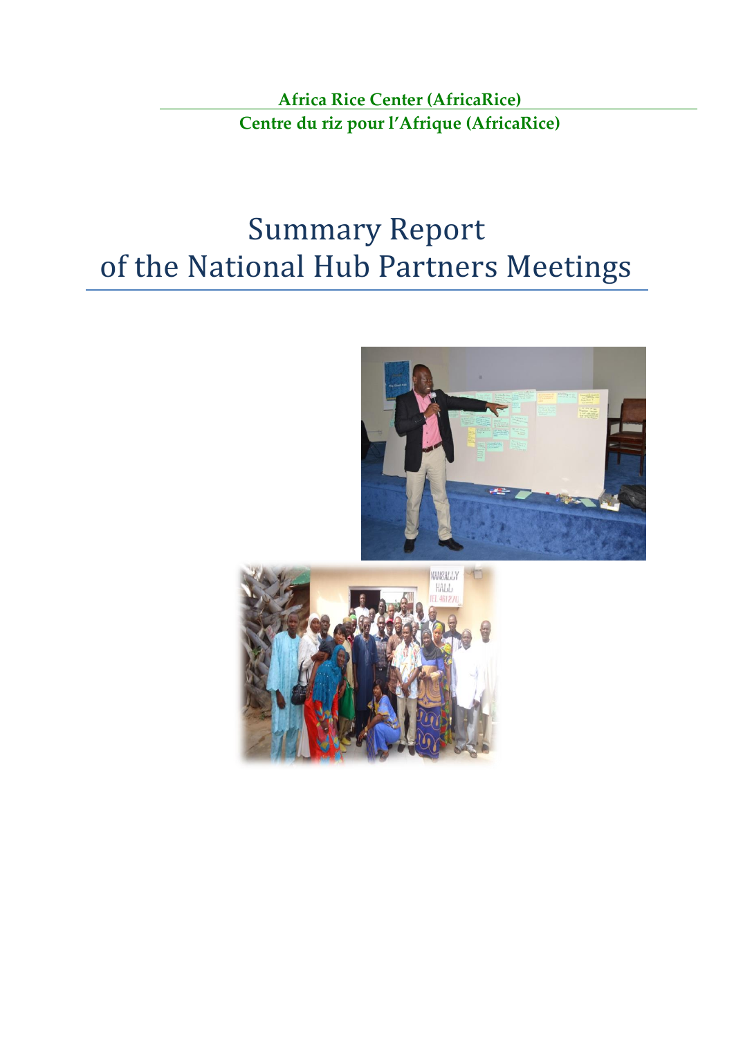**Africa Rice Center (AfricaRice)**

**Centre du riz pour l'Afrique (AfricaRice)**

# Summary Report of the National Hub Partners Meetings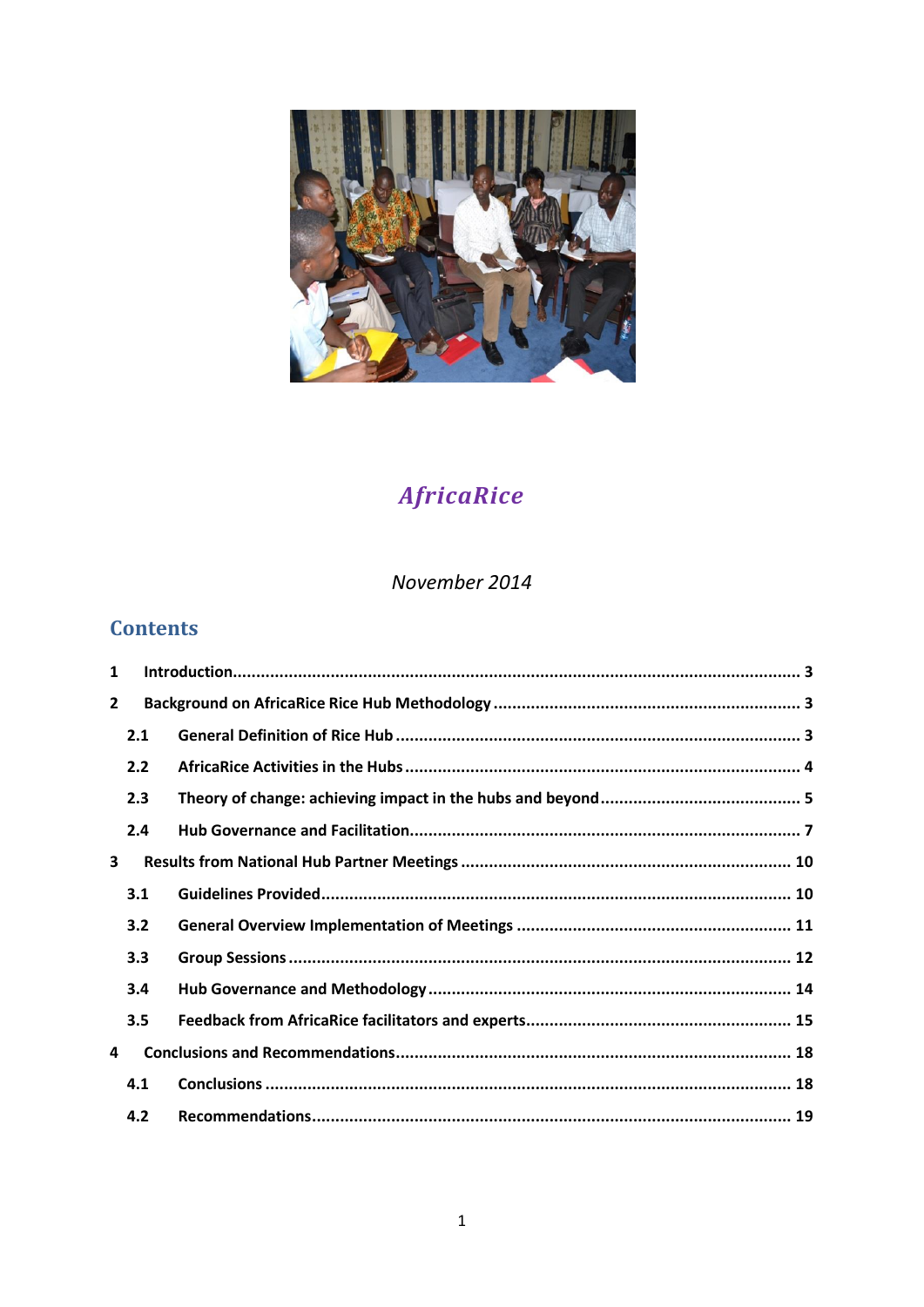*AfricaRice*

*November 2014*

## Contents

1 Introduction........................................................................................................... 3

2 Background on AfricaRice Rice Hub Methodology ................................................................. 3

2.1 General Definition of Rice Hub ............................................................................. 3

2.2 AfricaRice Activities in the Hubs ............................................................................ 4

2.3 Theory of change: achieving impact in the hubs and beyond .......................................... 5

2.4 Hub Governance and Facilitation............................................................................ 7

3 Results from National Hub Partner Meetings ..................................................................... 10

3.1 Guidelines Provided............................................................................................ 10

3.2 General Overview Implementation of Meetings ........................................................ 11

3.3 Group Sessions ................................................................................................. 12

3.4 Hub Governance and Methodology ........................................................................ 14

3.5 Feedback from AfricaRice facilitators and experts...................................................... 15

4 Conclusions and Recommendations.................................................................................. 18

4.1 Conclusions ...................................................................................................... 18

4.2 Recommendations.............................................................................................. 19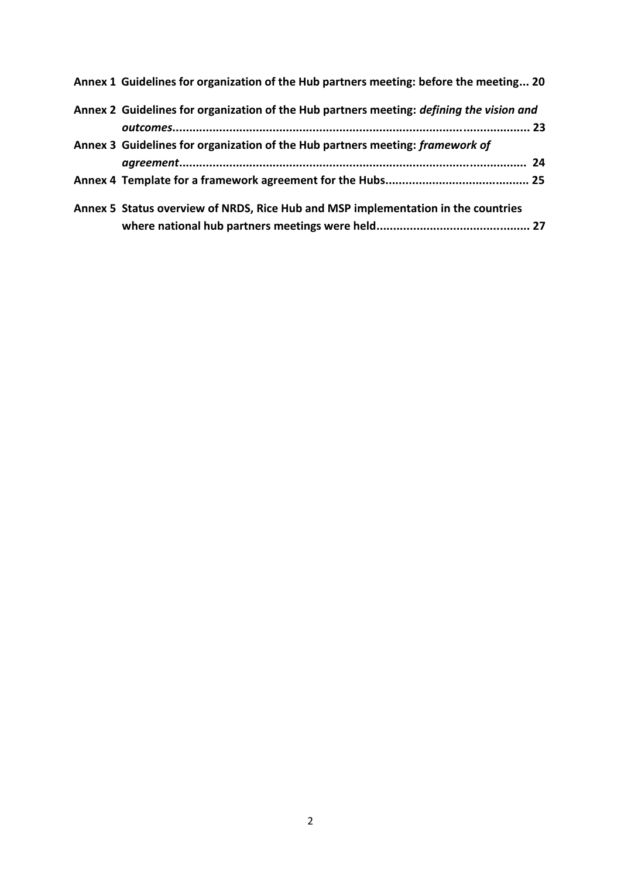**Annex 1 Guidelines for organization of the Hub partners meeting: before the meeting... 20**

**Annex 2 Guidelines for organization of the Hub partners meeting: *defining the vision and outcomes*........................................................................................................... 23**

**Annex 3 Guidelines for organization of the Hub partners meeting: *framework of agreement*........................................................................................................ 24**

**Annex 4 Template for a framework agreement for the Hubs.......................................... 25**

**Annex 5 Status overview of NRDS, Rice Hub and MSP implementation in the countries where national hub partners meetings were held............................................. 27**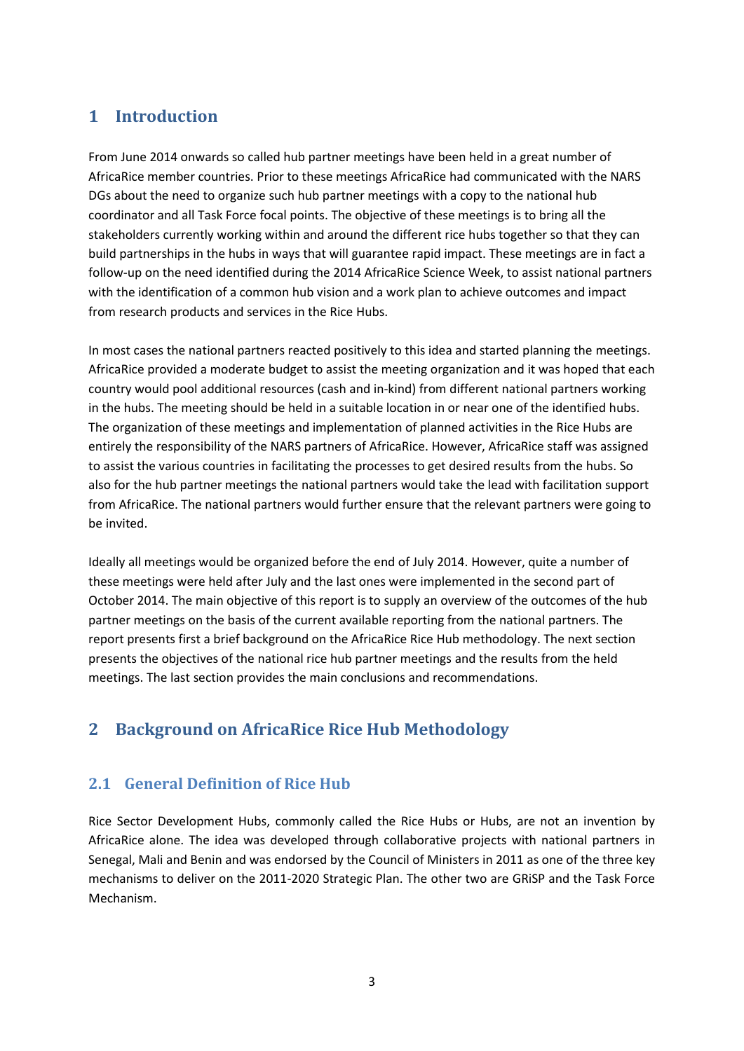# 1 Introduction

From June 2014 onwards so called hub partner meetings have been held in a great number of AfricaRice member countries. Prior to these meetings AfricaRice had communicated with the NARS DGs about the need to organize such hub partner meetings with a copy to the national hub coordinator and all Task Force focal points. The objective of these meetings is to bring all the stakeholders currently working within and around the different rice hubs together so that they can build partnerships in the hubs in ways that will guarantee rapid impact. These meetings are in fact a follow-up on the need identified during the 2014 AfricaRice Science Week, to assist national partners with the identification of a common hub vision and a work plan to achieve outcomes and impact from research products and services in the Rice Hubs.

In most cases the national partners reacted positively to this idea and started planning the meetings. AfricaRice provided a moderate budget to assist the meeting organization and it was hoped that each country would pool additional resources (cash and in-kind) from different national partners working in the hubs. The meeting should be held in a suitable location in or near one of the identified hubs. The organization of these meetings and implementation of planned activities in the Rice Hubs are entirely the responsibility of the NARS partners of AfricaRice. However, AfricaRice staff was assigned to assist the various countries in facilitating the processes to get desired results from the hubs. So also for the hub partner meetings the national partners would take the lead with facilitation support from AfricaRice. The national partners would further ensure that the relevant partners were going to be invited.

Ideally all meetings would be organized before the end of July 2014. However, quite a number of these meetings were held after July and the last ones were implemented in the second part of October 2014. The main objective of this report is to supply an overview of the outcomes of the hub partner meetings on the basis of the current available reporting from the national partners. The report presents first a brief background on the AfricaRice Rice Hub methodology. The next section presents the objectives of the national rice hub partner meetings and the results from the held meetings. The last section provides the main conclusions and recommendations.

# 2 Background on AfricaRice Rice Hub Methodology

## 2.1 General Definition of Rice Hub

Rice Sector Development Hubs, commonly called the Rice Hubs or Hubs, are not an invention by AfricaRice alone. The idea was developed through collaborative projects with national partners in Senegal, Mali and Benin and was endorsed by the Council of Ministers in 2011 as one of the three key mechanisms to deliver on the 2011-2020 Strategic Plan. The other two are GRiSP and the Task Force Mechanism.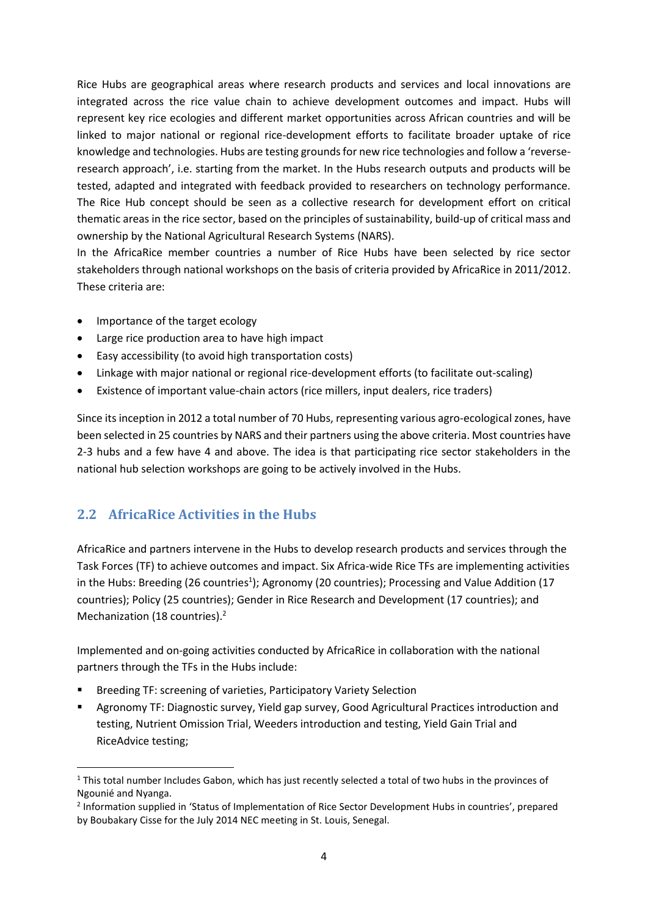Rice Hubs are geographical areas where research products and services and local innovations are integrated across the rice value chain to achieve development outcomes and impact. Hubs will represent key rice ecologies and different market opportunities across African countries and will be linked to major national or regional rice-development efforts to facilitate broader uptake of rice knowledge and technologies. Hubs are testing grounds for new rice technologies and follow a 'reverse-research approach', i.e. starting from the market. In the Hubs research outputs and products will be tested, adapted and integrated with feedback provided to researchers on technology performance. The Rice Hub concept should be seen as a collective research for development effort on critical thematic areas in the rice sector, based on the principles of sustainability, build-up of critical mass and ownership by the National Agricultural Research Systems (NARS).

In the AfricaRice member countries a number of Rice Hubs have been selected by rice sector stakeholders through national workshops on the basis of criteria provided by AfricaRice in 2011/2012. These criteria are:

- Importance of the target ecology
- Large rice production area to have high impact
- Easy accessibility (to avoid high transportation costs)
- Linkage with major national or regional rice-development efforts (to facilitate out-scaling)
- Existence of important value-chain actors (rice millers, input dealers, rice traders)

Since its inception in 2012 a total number of 70 Hubs, representing various agro-ecological zones, have been selected in 25 countries by NARS and their partners using the above criteria. Most countries have 2-3 hubs and a few have 4 and above. The idea is that participating rice sector stakeholders in the national hub selection workshops are going to be actively involved in the Hubs.

## 2.2 AfricaRice Activities in the Hubs

AfricaRice and partners intervene in the Hubs to develop research products and services through the Task Forces (TF) to achieve outcomes and impact. Six Africa-wide Rice TFs are implementing activities in the Hubs: Breeding (26 countries[1]); Agronomy (20 countries); Processing and Value Addition (17 countries); Policy (25 countries); Gender in Rice Research and Development (17 countries); and Mechanization (18 countries).[2]

Implemented and on-going activities conducted by AfricaRice in collaboration with the national partners through the TFs in the Hubs include:

- Breeding TF: screening of varieties, Participatory Variety Selection
- Agronomy TF: Diagnostic survey, Yield gap survey, Good Agricultural Practices introduction and testing, Nutrient Omission Trial, Weeders introduction and testing, Yield Gain Trial and RiceAdvice testing;

[1] This total number Includes Gabon, which has just recently selected a total of two hubs in the provinces of Ngounié and Nyanga.

[2] Information supplied in 'Status of Implementation of Rice Sector Development Hubs in countries', prepared by Boubakary Cisse for the July 2014 NEC meeting in St. Louis, Senegal.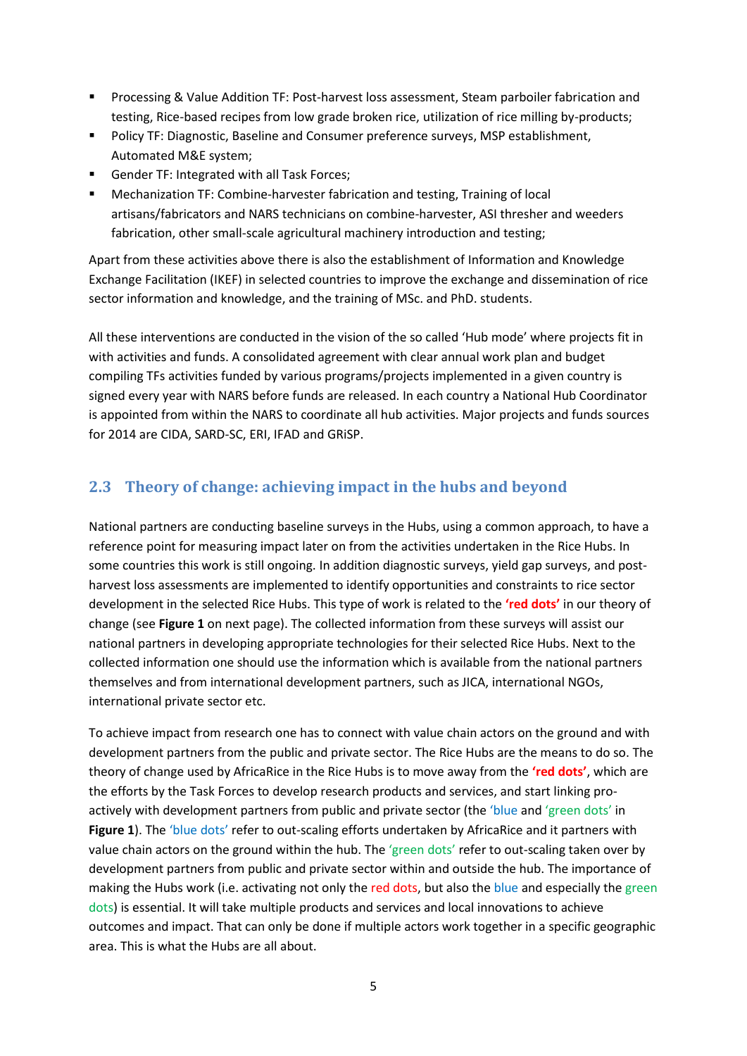- Processing & Value Addition TF: Post-harvest loss assessment, Steam parboiler fabrication and testing, Rice-based recipes from low grade broken rice, utilization of rice milling by-products;
- Policy TF: Diagnostic, Baseline and Consumer preference surveys, MSP establishment, Automated M&E system;
- Gender TF: Integrated with all Task Forces;
- Mechanization TF: Combine-harvester fabrication and testing, Training of local artisans/fabricators and NARS technicians on combine-harvester, ASI thresher and weeders fabrication, other small-scale agricultural machinery introduction and testing;

Apart from these activities above there is also the establishment of Information and Knowledge Exchange Facilitation (IKEF) in selected countries to improve the exchange and dissemination of rice sector information and knowledge, and the training of MSc. and PhD. students.

All these interventions are conducted in the vision of the so called 'Hub mode' where projects fit in with activities and funds. A consolidated agreement with clear annual work plan and budget compiling TFs activities funded by various programs/projects implemented in a given country is signed every year with NARS before funds are released. In each country a National Hub Coordinator is appointed from within the NARS to coordinate all hub activities. Major projects and funds sources for 2014 are CIDA, SARD-SC, ERI, IFAD and GRiSP.

## 2.3 Theory of change: achieving impact in the hubs and beyond

National partners are conducting baseline surveys in the Hubs, using a common approach, to have a reference point for measuring impact later on from the activities undertaken in the Rice Hubs. In some countries this work is still ongoing. In addition diagnostic surveys, yield gap surveys, and post-harvest loss assessments are implemented to identify opportunities and constraints to rice sector development in the selected Rice Hubs. This type of work is related to the **'red dots'** in our theory of change (see **Figure 1** on next page). The collected information from these surveys will assist our national partners in developing appropriate technologies for their selected Rice Hubs. Next to the collected information one should use the information which is available from the national partners themselves and from international development partners, such as JICA, international NGOs, international private sector etc.

To achieve impact from research one has to connect with value chain actors on the ground and with development partners from the public and private sector. The Rice Hubs are the means to do so. The theory of change used by AfricaRice in the Rice Hubs is to move away from the **'red dots'**, which are the efforts by the Task Forces to develop research products and services, and start linking pro-actively with development partners from public and private sector (the 'blue and 'green dots' in **Figure 1**). The 'blue dots' refer to out-scaling efforts undertaken by AfricaRice and it partners with value chain actors on the ground within the hub. The 'green dots' refer to out-scaling taken over by development partners from public and private sector within and outside the hub. The importance of making the Hubs work (i.e. activating not only the red dots, but also the blue and especially the green dots) is essential. It will take multiple products and services and local innovations to achieve outcomes and impact. That can only be done if multiple actors work together in a specific geographic area. This is what the Hubs are all about.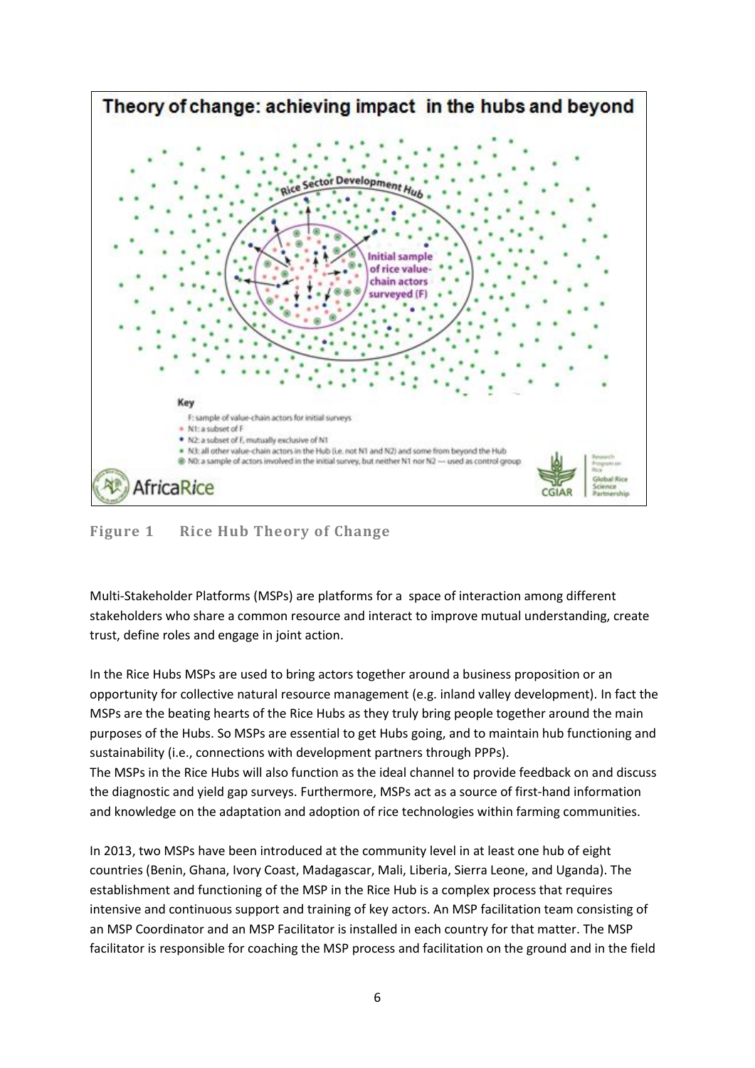Figure 1 Rice Hub Theory of Change

Multi-Stakeholder Platforms (MSPs) are platforms for a space of interaction among different stakeholders who share a common resource and interact to improve mutual understanding, create trust, define roles and engage in joint action.

In the Rice Hubs MSPs are used to bring actors together around a business proposition or an opportunity for collective natural resource management (e.g. inland valley development). In fact the MSPs are the beating hearts of the Rice Hubs as they truly bring people together around the main purposes of the Hubs. So MSPs are essential to get Hubs going, and to maintain hub functioning and sustainability (i.e., connections with development partners through PPPs).
The MSPs in the Rice Hubs will also function as the ideal channel to provide feedback on and discuss the diagnostic and yield gap surveys. Furthermore, MSPs act as a source of first-hand information and knowledge on the adaptation and adoption of rice technologies within farming communities.

In 2013, two MSPs have been introduced at the community level in at least one hub of eight countries (Benin, Ghana, Ivory Coast, Madagascar, Mali, Liberia, Sierra Leone, and Uganda). The establishment and functioning of the MSP in the Rice Hub is a complex process that requires intensive and continuous support and training of key actors. An MSP facilitation team consisting of an MSP Coordinator and an MSP Facilitator is installed in each country for that matter. The MSP facilitator is responsible for coaching the MSP process and facilitation on the ground and in the field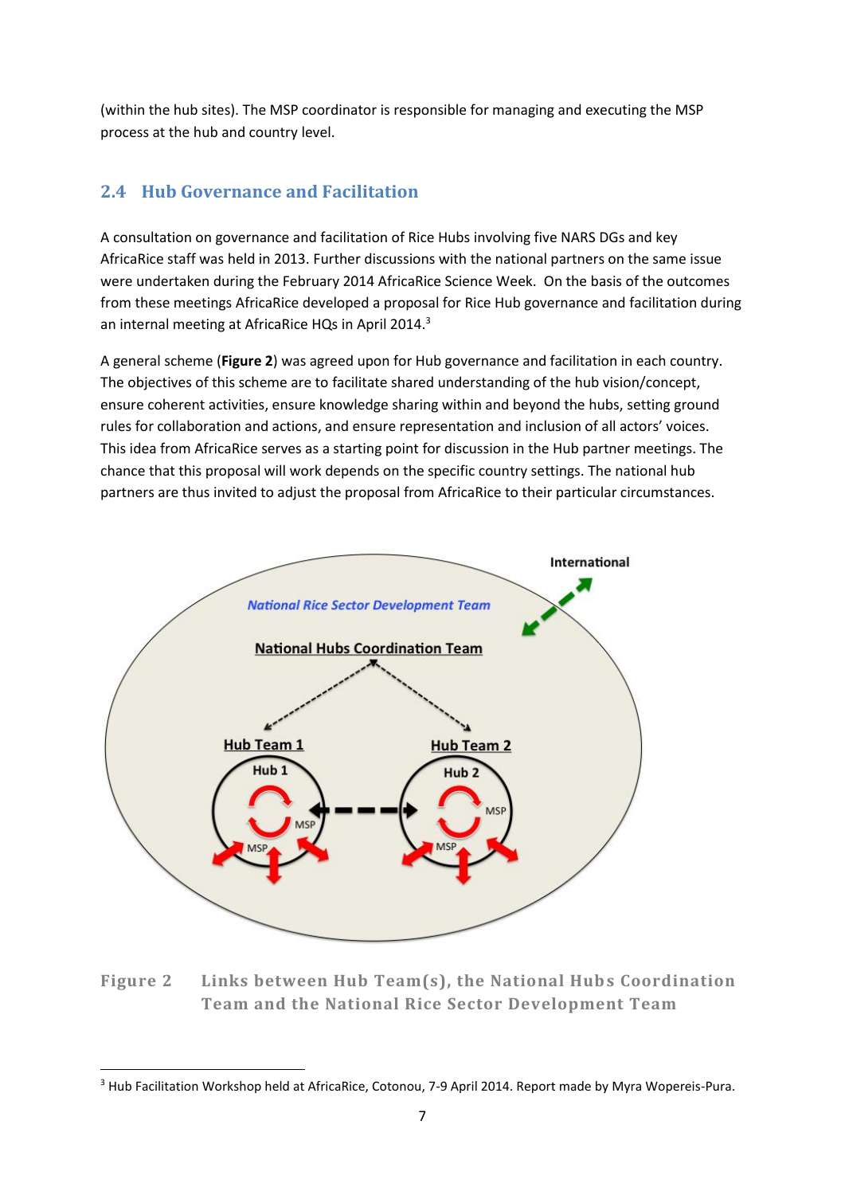(within the hub sites). The MSP coordinator is responsible for managing and executing the MSP process at the hub and country level.

## 2.4 Hub Governance and Facilitation

A consultation on governance and facilitation of Rice Hubs involving five NARS DGs and key AfricaRice staff was held in 2013. Further discussions with the national partners on the same issue were undertaken during the February 2014 AfricaRice Science Week. On the basis of the outcomes from these meetings AfricaRice developed a proposal for Rice Hub governance and facilitation during an internal meeting at AfricaRice HQs in April 2014.[3]

A general scheme (**Figure 2**) was agreed upon for Hub governance and facilitation in each country. The objectives of this scheme are to facilitate shared understanding of the hub vision/concept, ensure coherent activities, ensure knowledge sharing within and beyond the hubs, setting ground rules for collaboration and actions, and ensure representation and inclusion of all actors' voices. This idea from AfricaRice serves as a starting point for discussion in the Hub partner meetings. The chance that this proposal will work depends on the specific country settings. The national hub partners are thus invited to adjust the proposal from AfricaRice to their particular circumstances.

International

*National Rice Sector Development Team*

National Hubs Coordination Team

Hub Team 1 — Hub 1 — MSP — MSP

Hub Team 2 — Hub 2 — MSP — MSP

**Figure 2** Links between Hub Team(s), the National Hubs Coordination Team and the National Rice Sector Development Team

---

[3] Hub Facilitation Workshop held at AfricaRice, Cotonou, 7-9 April 2014. Report made by Myra Wopereis-Pura.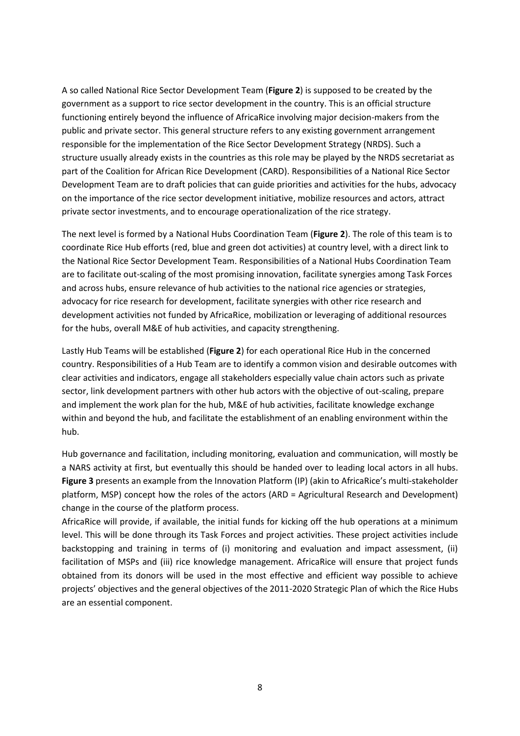A so called National Rice Sector Development Team (**Figure 2**) is supposed to be created by the government as a support to rice sector development in the country. This is an official structure functioning entirely beyond the influence of AfricaRice involving major decision-makers from the public and private sector. This general structure refers to any existing government arrangement responsible for the implementation of the Rice Sector Development Strategy (NRDS). Such a structure usually already exists in the countries as this role may be played by the NRDS secretariat as part of the Coalition for African Rice Development (CARD). Responsibilities of a National Rice Sector Development Team are to draft policies that can guide priorities and activities for the hubs, advocacy on the importance of the rice sector development initiative, mobilize resources and actors, attract private sector investments, and to encourage operationalization of the rice strategy.

The next level is formed by a National Hubs Coordination Team (**Figure 2**). The role of this team is to coordinate Rice Hub efforts (red, blue and green dot activities) at country level, with a direct link to the National Rice Sector Development Team. Responsibilities of a National Hubs Coordination Team are to facilitate out-scaling of the most promising innovation, facilitate synergies among Task Forces and across hubs, ensure relevance of hub activities to the national rice agencies or strategies, advocacy for rice research for development, facilitate synergies with other rice research and development activities not funded by AfricaRice, mobilization or leveraging of additional resources for the hubs, overall M&E of hub activities, and capacity strengthening.

Lastly Hub Teams will be established (**Figure 2**) for each operational Rice Hub in the concerned country. Responsibilities of a Hub Team are to identify a common vision and desirable outcomes with clear activities and indicators, engage all stakeholders especially value chain actors such as private sector, link development partners with other hub actors with the objective of out-scaling, prepare and implement the work plan for the hub, M&E of hub activities, facilitate knowledge exchange within and beyond the hub, and facilitate the establishment of an enabling environment within the hub.

Hub governance and facilitation, including monitoring, evaluation and communication, will mostly be a NARS activity at first, but eventually this should be handed over to leading local actors in all hubs. **Figure 3** presents an example from the Innovation Platform (IP) (akin to AfricaRice's multi-stakeholder platform, MSP) concept how the roles of the actors (ARD = Agricultural Research and Development) change in the course of the platform process.

AfricaRice will provide, if available, the initial funds for kicking off the hub operations at a minimum level. This will be done through its Task Forces and project activities. These project activities include backstopping and training in terms of (i) monitoring and evaluation and impact assessment, (ii) facilitation of MSPs and (iii) rice knowledge management. AfricaRice will ensure that project funds obtained from its donors will be used in the most effective and efficient way possible to achieve projects' objectives and the general objectives of the 2011-2020 Strategic Plan of which the Rice Hubs are an essential component.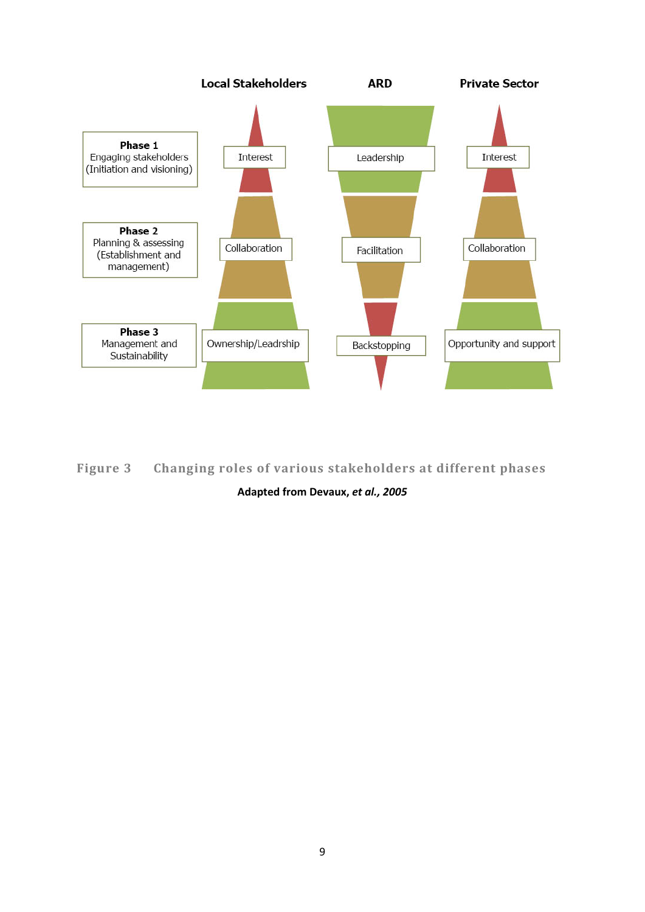| | Local Stakeholders | ARD | Private Sector |
|---|---|---|---|
| **Phase 1** Engaging stakeholders (Initiation and visioning) | Interest | Leadership | Interest |
| **Phase 2** Planning & assessing (Establishment and management) | Collaboration | Facilitation | Collaboration |
| **Phase 3** Management and Sustainability | Ownership/Leadrship | Backstopping | Opportunity and support |

Figure 3 Changing roles of various stakeholders at different phases

**Adapted from Devaux, *et al.*, 2005**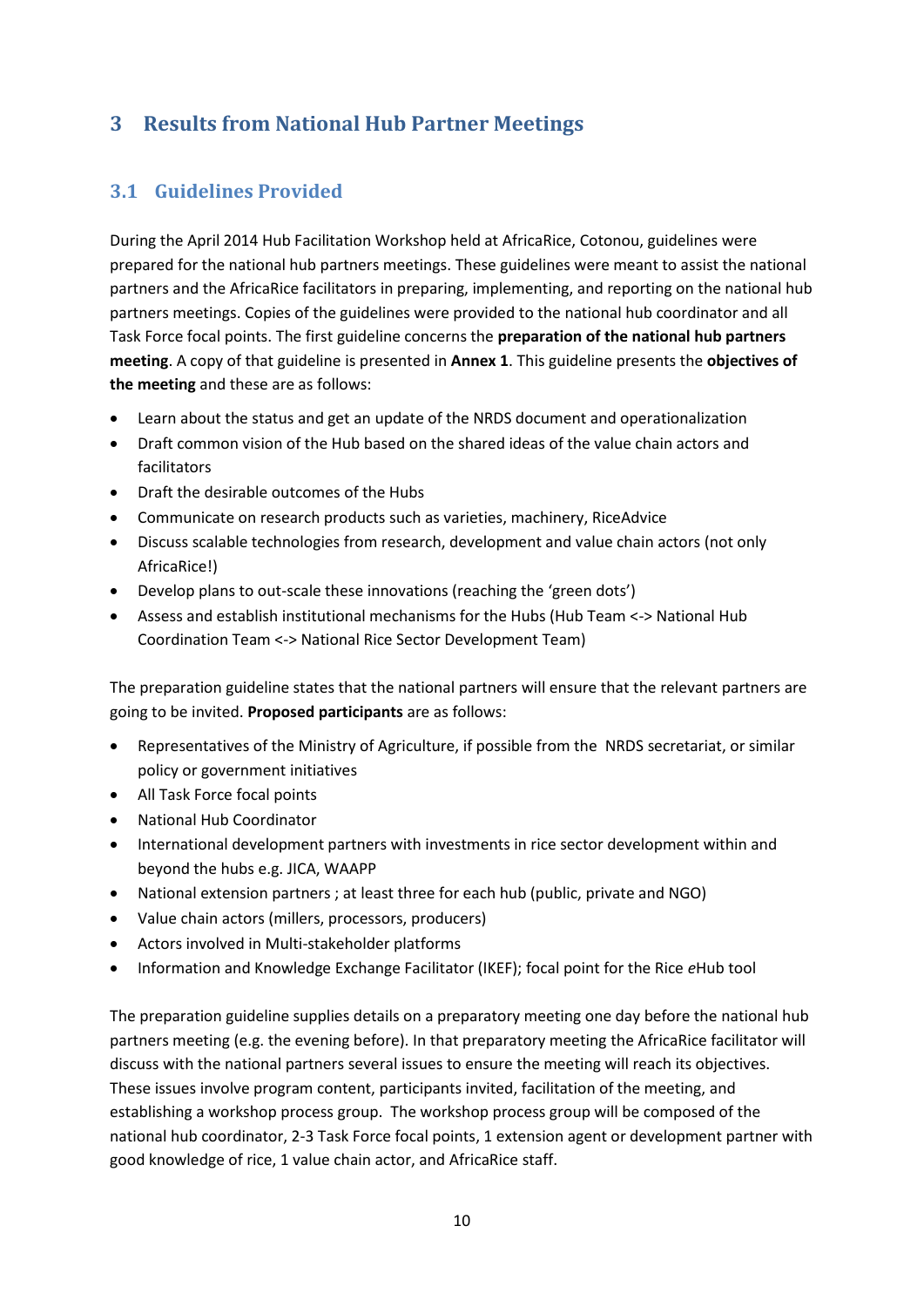# 3 Results from National Hub Partner Meetings

## 3.1 Guidelines Provided

During the April 2014 Hub Facilitation Workshop held at AfricaRice, Cotonou, guidelines were prepared for the national hub partners meetings. These guidelines were meant to assist the national partners and the AfricaRice facilitators in preparing, implementing, and reporting on the national hub partners meetings. Copies of the guidelines were provided to the national hub coordinator and all Task Force focal points. The first guideline concerns the **preparation of the national hub partners meeting**. A copy of that guideline is presented in **Annex 1**. This guideline presents the **objectives of the meeting** and these are as follows:

- Learn about the status and get an update of the NRDS document and operationalization
- Draft common vision of the Hub based on the shared ideas of the value chain actors and facilitators
- Draft the desirable outcomes of the Hubs
- Communicate on research products such as varieties, machinery, RiceAdvice
- Discuss scalable technologies from research, development and value chain actors (not only AfricaRice!)
- Develop plans to out-scale these innovations (reaching the 'green dots')
- Assess and establish institutional mechanisms for the Hubs (Hub Team <-> National Hub Coordination Team <-> National Rice Sector Development Team)

The preparation guideline states that the national partners will ensure that the relevant partners are going to be invited. **Proposed participants** are as follows:

- Representatives of the Ministry of Agriculture, if possible from the NRDS secretariat, or similar policy or government initiatives
- All Task Force focal points
- National Hub Coordinator
- International development partners with investments in rice sector development within and beyond the hubs e.g. JICA, WAAPP
- National extension partners ; at least three for each hub (public, private and NGO)
- Value chain actors (millers, processors, producers)
- Actors involved in Multi-stakeholder platforms
- Information and Knowledge Exchange Facilitator (IKEF); focal point for the Rice *e*Hub tool

The preparation guideline supplies details on a preparatory meeting one day before the national hub partners meeting (e.g. the evening before). In that preparatory meeting the AfricaRice facilitator will discuss with the national partners several issues to ensure the meeting will reach its objectives. These issues involve program content, participants invited, facilitation of the meeting, and establishing a workshop process group. The workshop process group will be composed of the national hub coordinator, 2-3 Task Force focal points, 1 extension agent or development partner with good knowledge of rice, 1 value chain actor, and AfricaRice staff.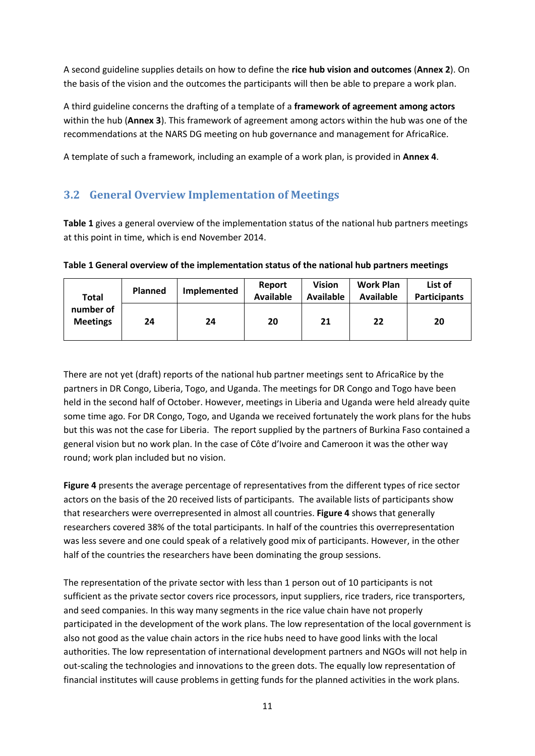A second guideline supplies details on how to define the **rice hub vision and outcomes** (**Annex 2**). On the basis of the vision and the outcomes the participants will then be able to prepare a work plan.

A third guideline concerns the drafting of a template of a **framework of agreement among actors** within the hub (**Annex 3**). This framework of agreement among actors within the hub was one of the recommendations at the NARS DG meeting on hub governance and management for AfricaRice.

A template of such a framework, including an example of a work plan, is provided in **Annex 4**.

## 3.2 General Overview Implementation of Meetings

**Table 1** gives a general overview of the implementation status of the national hub partners meetings at this point in time, which is end November 2014.

**Table 1 General overview of the implementation status of the national hub partners meetings**

| Total number of Meetings | Planned | Implemented | Report Available | Vision Available | Work Plan Available | List of Participants |
|---|---|---|---|---|---|---|
| | 24 | 24 | 20 | 21 | 22 | 20 |

There are not yet (draft) reports of the national hub partner meetings sent to AfricaRice by the partners in DR Congo, Liberia, Togo, and Uganda. The meetings for DR Congo and Togo have been held in the second half of October. However, meetings in Liberia and Uganda were held already quite some time ago. For DR Congo, Togo, and Uganda we received fortunately the work plans for the hubs but this was not the case for Liberia. The report supplied by the partners of Burkina Faso contained a general vision but no work plan. In the case of Côte d'Ivoire and Cameroon it was the other way round; work plan included but no vision.

**Figure 4** presents the average percentage of representatives from the different types of rice sector actors on the basis of the 20 received lists of participants. The available lists of participants show that researchers were overrepresented in almost all countries. **Figure 4** shows that generally researchers covered 38% of the total participants. In half of the countries this overrepresentation was less severe and one could speak of a relatively good mix of participants. However, in the other half of the countries the researchers have been dominating the group sessions.

The representation of the private sector with less than 1 person out of 10 participants is not sufficient as the private sector covers rice processors, input suppliers, rice traders, rice transporters, and seed companies. In this way many segments in the rice value chain have not properly participated in the development of the work plans. The low representation of the local government is also not good as the value chain actors in the rice hubs need to have good links with the local authorities. The low representation of international development partners and NGOs will not help in out-scaling the technologies and innovations to the green dots. The equally low representation of financial institutes will cause problems in getting funds for the planned activities in the work plans.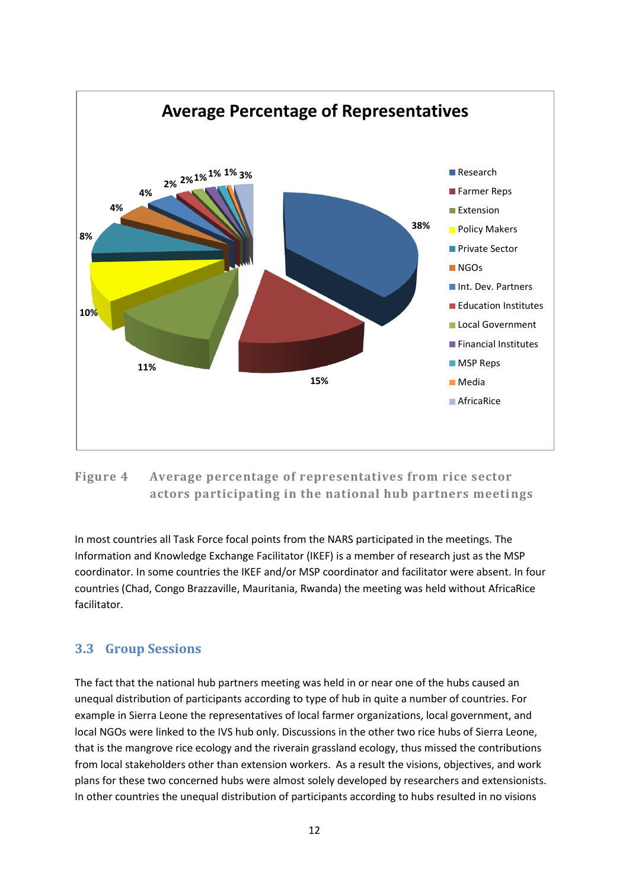Figure 4 Average percentage of representatives from rice sector actors participating in the national hub partners meetings

In most countries all Task Force focal points from the NARS participated in the meetings. The Information and Knowledge Exchange Facilitator (IKEF) is a member of research just as the MSP coordinator. In some countries the IKEF and/or MSP coordinator and facilitator were absent. In four countries (Chad, Congo Brazzaville, Mauritania, Rwanda) the meeting was held without AfricaRice facilitator.

## 3.3 Group Sessions

The fact that the national hub partners meeting was held in or near one of the hubs caused an unequal distribution of participants according to type of hub in quite a number of countries. For example in Sierra Leone the representatives of local farmer organizations, local government, and local NGOs were linked to the IVS hub only. Discussions in the other two rice hubs of Sierra Leone, that is the mangrove rice ecology and the riverain grassland ecology, thus missed the contributions from local stakeholders other than extension workers. As a result the visions, objectives, and work plans for these two concerned hubs were almost solely developed by researchers and extensionists. In other countries the unequal distribution of participants according to hubs resulted in no visions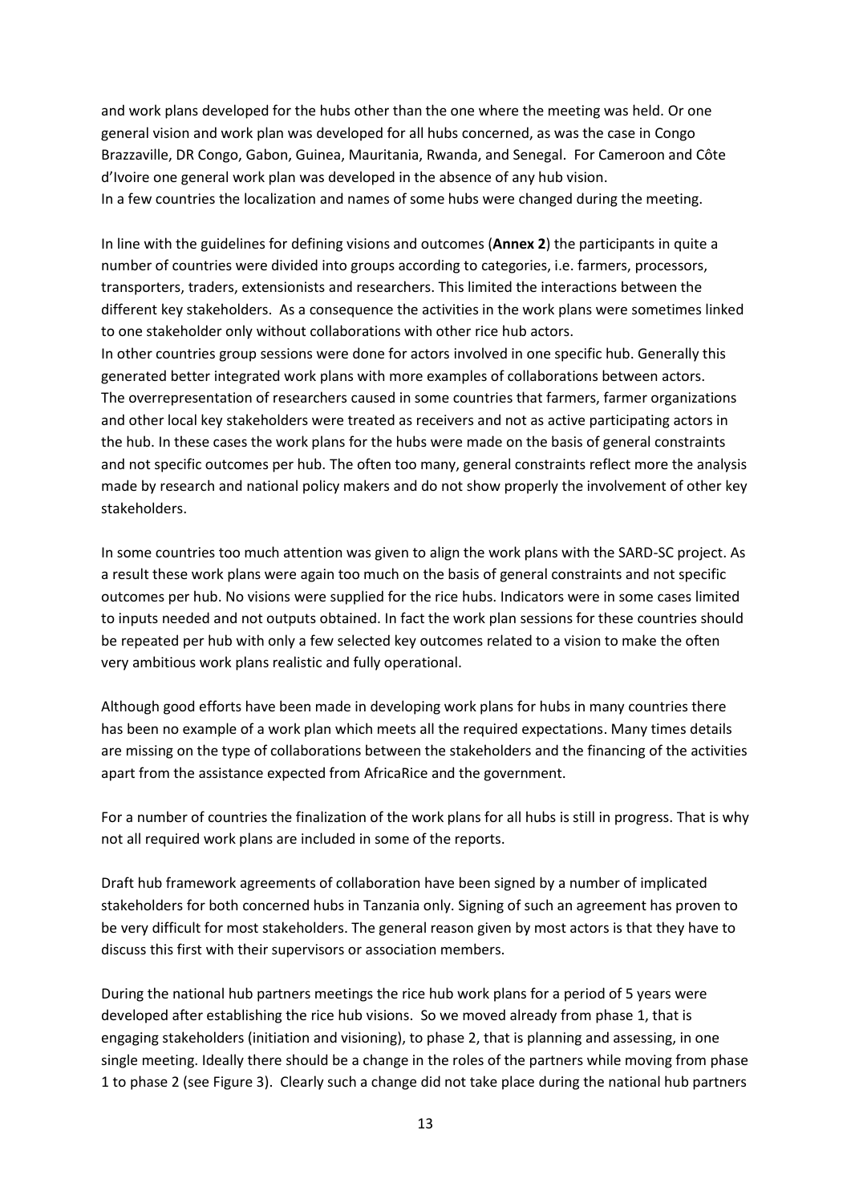and work plans developed for the hubs other than the one where the meeting was held. Or one general vision and work plan was developed for all hubs concerned, as was the case in Congo Brazzaville, DR Congo, Gabon, Guinea, Mauritania, Rwanda, and Senegal. For Cameroon and Côte d'Ivoire one general work plan was developed in the absence of any hub vision.
In a few countries the localization and names of some hubs were changed during the meeting.

In line with the guidelines for defining visions and outcomes (**Annex 2**) the participants in quite a number of countries were divided into groups according to categories, i.e. farmers, processors, transporters, traders, extensionists and researchers. This limited the interactions between the different key stakeholders. As a consequence the activities in the work plans were sometimes linked to one stakeholder only without collaborations with other rice hub actors.
In other countries group sessions were done for actors involved in one specific hub. Generally this generated better integrated work plans with more examples of collaborations between actors.
The overrepresentation of researchers caused in some countries that farmers, farmer organizations and other local key stakeholders were treated as receivers and not as active participating actors in the hub. In these cases the work plans for the hubs were made on the basis of general constraints and not specific outcomes per hub. The often too many, general constraints reflect more the analysis made by research and national policy makers and do not show properly the involvement of other key stakeholders.

In some countries too much attention was given to align the work plans with the SARD-SC project. As a result these work plans were again too much on the basis of general constraints and not specific outcomes per hub. No visions were supplied for the rice hubs. Indicators were in some cases limited to inputs needed and not outputs obtained. In fact the work plan sessions for these countries should be repeated per hub with only a few selected key outcomes related to a vision to make the often very ambitious work plans realistic and fully operational.

Although good efforts have been made in developing work plans for hubs in many countries there has been no example of a work plan which meets all the required expectations. Many times details are missing on the type of collaborations between the stakeholders and the financing of the activities apart from the assistance expected from AfricaRice and the government.

For a number of countries the finalization of the work plans for all hubs is still in progress. That is why not all required work plans are included in some of the reports.

Draft hub framework agreements of collaboration have been signed by a number of implicated stakeholders for both concerned hubs in Tanzania only. Signing of such an agreement has proven to be very difficult for most stakeholders. The general reason given by most actors is that they have to discuss this first with their supervisors or association members.

During the national hub partners meetings the rice hub work plans for a period of 5 years were developed after establishing the rice hub visions. So we moved already from phase 1, that is engaging stakeholders (initiation and visioning), to phase 2, that is planning and assessing, in one single meeting. Ideally there should be a change in the roles of the partners while moving from phase 1 to phase 2 (see Figure 3). Clearly such a change did not take place during the national hub partners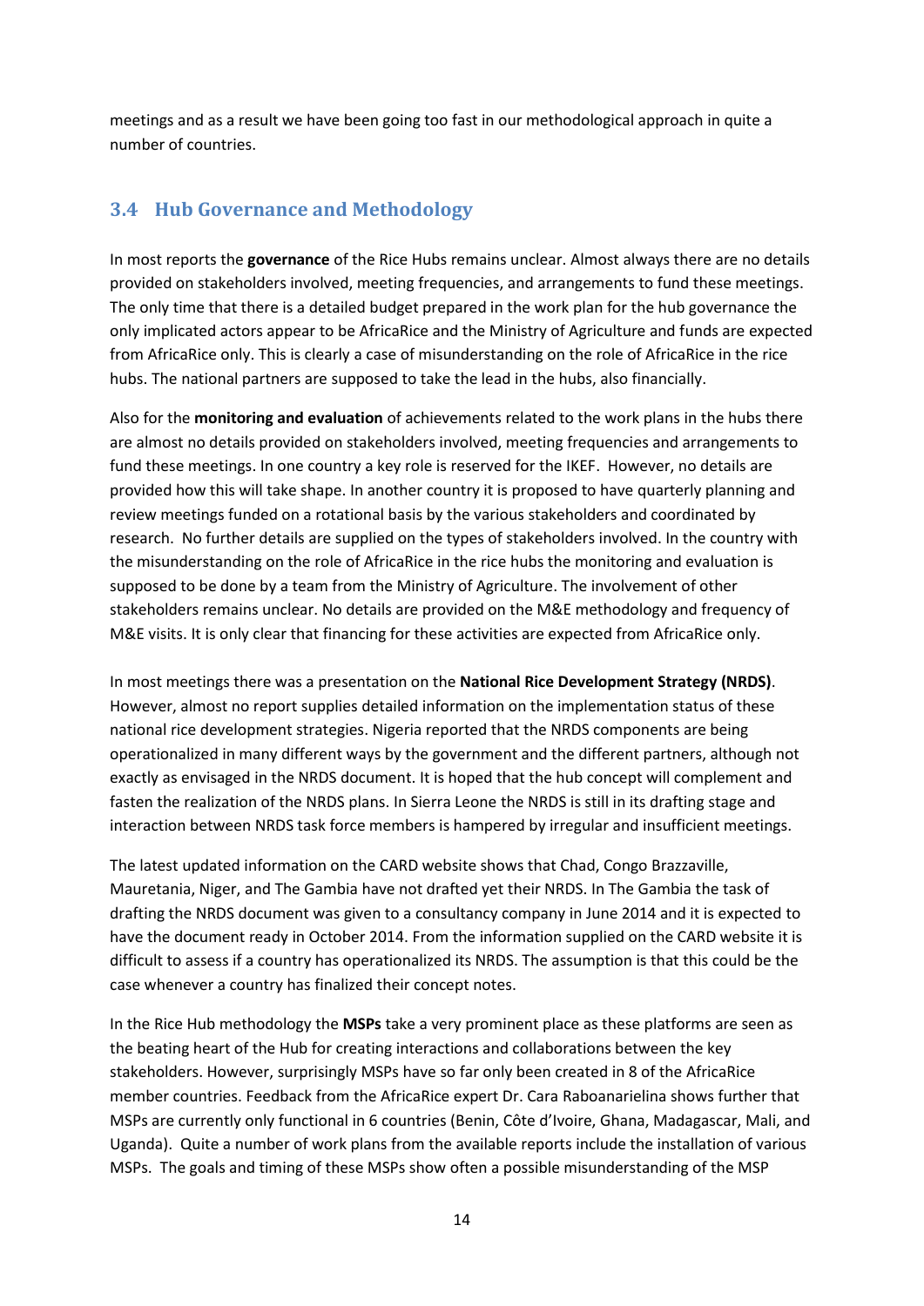meetings and as a result we have been going too fast in our methodological approach in quite a number of countries.

## 3.4 Hub Governance and Methodology

In most reports the **governance** of the Rice Hubs remains unclear. Almost always there are no details provided on stakeholders involved, meeting frequencies, and arrangements to fund these meetings. The only time that there is a detailed budget prepared in the work plan for the hub governance the only implicated actors appear to be AfricaRice and the Ministry of Agriculture and funds are expected from AfricaRice only. This is clearly a case of misunderstanding on the role of AfricaRice in the rice hubs. The national partners are supposed to take the lead in the hubs, also financially.

Also for the **monitoring and evaluation** of achievements related to the work plans in the hubs there are almost no details provided on stakeholders involved, meeting frequencies and arrangements to fund these meetings. In one country a key role is reserved for the IKEF. However, no details are provided how this will take shape. In another country it is proposed to have quarterly planning and review meetings funded on a rotational basis by the various stakeholders and coordinated by research. No further details are supplied on the types of stakeholders involved. In the country with the misunderstanding on the role of AfricaRice in the rice hubs the monitoring and evaluation is supposed to be done by a team from the Ministry of Agriculture. The involvement of other stakeholders remains unclear. No details are provided on the M&E methodology and frequency of M&E visits. It is only clear that financing for these activities are expected from AfricaRice only.

In most meetings there was a presentation on the **National Rice Development Strategy (NRDS)**. However, almost no report supplies detailed information on the implementation status of these national rice development strategies. Nigeria reported that the NRDS components are being operationalized in many different ways by the government and the different partners, although not exactly as envisaged in the NRDS document. It is hoped that the hub concept will complement and fasten the realization of the NRDS plans. In Sierra Leone the NRDS is still in its drafting stage and interaction between NRDS task force members is hampered by irregular and insufficient meetings.

The latest updated information on the CARD website shows that Chad, Congo Brazzaville, Mauretania, Niger, and The Gambia have not drafted yet their NRDS. In The Gambia the task of drafting the NRDS document was given to a consultancy company in June 2014 and it is expected to have the document ready in October 2014. From the information supplied on the CARD website it is difficult to assess if a country has operationalized its NRDS. The assumption is that this could be the case whenever a country has finalized their concept notes.

In the Rice Hub methodology the **MSPs** take a very prominent place as these platforms are seen as the beating heart of the Hub for creating interactions and collaborations between the key stakeholders. However, surprisingly MSPs have so far only been created in 8 of the AfricaRice member countries. Feedback from the AfricaRice expert Dr. Cara Raboanarielina shows further that MSPs are currently only functional in 6 countries (Benin, Côte d'Ivoire, Ghana, Madagascar, Mali, and Uganda). Quite a number of work plans from the available reports include the installation of various MSPs. The goals and timing of these MSPs show often a possible misunderstanding of the MSP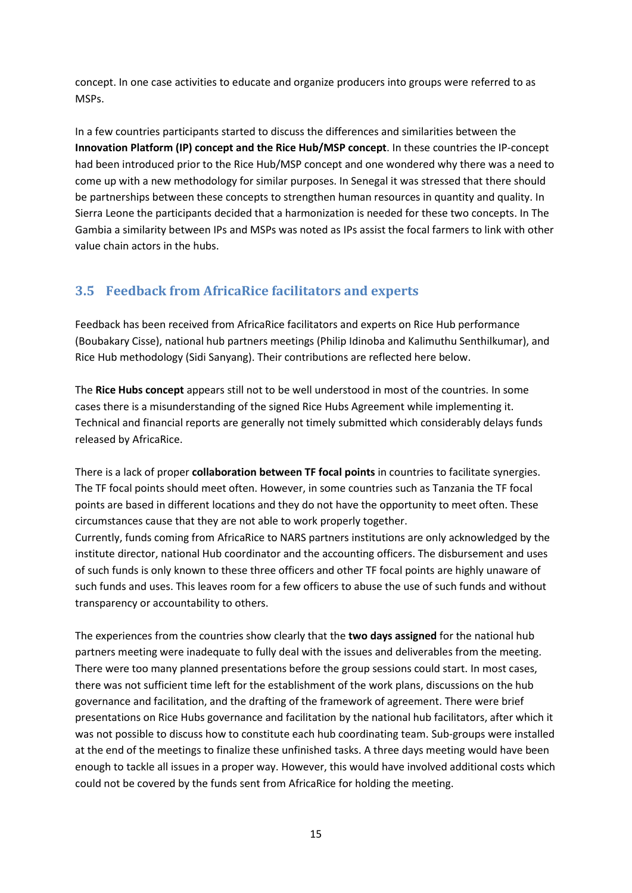concept. In one case activities to educate and organize producers into groups were referred to as MSPs.

In a few countries participants started to discuss the differences and similarities between the **Innovation Platform (IP) concept and the Rice Hub/MSP concept**. In these countries the IP-concept had been introduced prior to the Rice Hub/MSP concept and one wondered why there was a need to come up with a new methodology for similar purposes. In Senegal it was stressed that there should be partnerships between these concepts to strengthen human resources in quantity and quality. In Sierra Leone the participants decided that a harmonization is needed for these two concepts. In The Gambia a similarity between IPs and MSPs was noted as IPs assist the focal farmers to link with other value chain actors in the hubs.

## 3.5 Feedback from AfricaRice facilitators and experts

Feedback has been received from AfricaRice facilitators and experts on Rice Hub performance (Boubakary Cisse), national hub partners meetings (Philip Idinoba and Kalimuthu Senthilkumar), and Rice Hub methodology (Sidi Sanyang). Their contributions are reflected here below.

The **Rice Hubs concept** appears still not to be well understood in most of the countries. In some cases there is a misunderstanding of the signed Rice Hubs Agreement while implementing it. Technical and financial reports are generally not timely submitted which considerably delays funds released by AfricaRice.

There is a lack of proper **collaboration between TF focal points** in countries to facilitate synergies. The TF focal points should meet often. However, in some countries such as Tanzania the TF focal points are based in different locations and they do not have the opportunity to meet often. These circumstances cause that they are not able to work properly together.
Currently, funds coming from AfricaRice to NARS partners institutions are only acknowledged by the institute director, national Hub coordinator and the accounting officers. The disbursement and uses of such funds is only known to these three officers and other TF focal points are highly unaware of such funds and uses. This leaves room for a few officers to abuse the use of such funds and without transparency or accountability to others.

The experiences from the countries show clearly that the **two days assigned** for the national hub partners meeting were inadequate to fully deal with the issues and deliverables from the meeting. There were too many planned presentations before the group sessions could start. In most cases, there was not sufficient time left for the establishment of the work plans, discussions on the hub governance and facilitation, and the drafting of the framework of agreement. There were brief presentations on Rice Hubs governance and facilitation by the national hub facilitators, after which it was not possible to discuss how to constitute each hub coordinating team. Sub-groups were installed at the end of the meetings to finalize these unfinished tasks. A three days meeting would have been enough to tackle all issues in a proper way. However, this would have involved additional costs which could not be covered by the funds sent from AfricaRice for holding the meeting.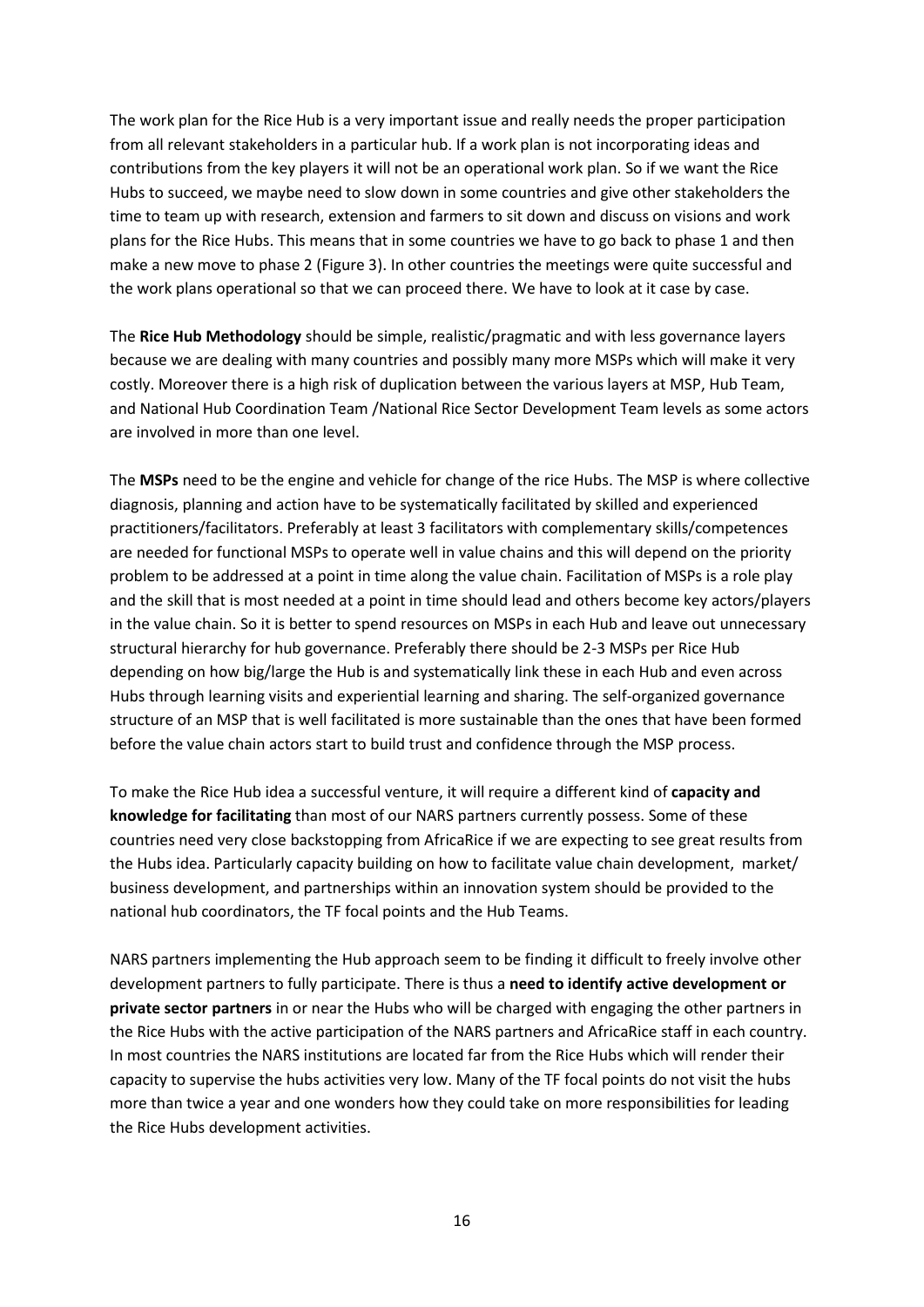The work plan for the Rice Hub is a very important issue and really needs the proper participation from all relevant stakeholders in a particular hub. If a work plan is not incorporating ideas and contributions from the key players it will not be an operational work plan. So if we want the Rice Hubs to succeed, we maybe need to slow down in some countries and give other stakeholders the time to team up with research, extension and farmers to sit down and discuss on visions and work plans for the Rice Hubs. This means that in some countries we have to go back to phase 1 and then make a new move to phase 2 (Figure 3). In other countries the meetings were quite successful and the work plans operational so that we can proceed there. We have to look at it case by case.

The **Rice Hub Methodology** should be simple, realistic/pragmatic and with less governance layers because we are dealing with many countries and possibly many more MSPs which will make it very costly. Moreover there is a high risk of duplication between the various layers at MSP, Hub Team, and National Hub Coordination Team /National Rice Sector Development Team levels as some actors are involved in more than one level.

The **MSPs** need to be the engine and vehicle for change of the rice Hubs. The MSP is where collective diagnosis, planning and action have to be systematically facilitated by skilled and experienced practitioners/facilitators. Preferably at least 3 facilitators with complementary skills/competences are needed for functional MSPs to operate well in value chains and this will depend on the priority problem to be addressed at a point in time along the value chain. Facilitation of MSPs is a role play and the skill that is most needed at a point in time should lead and others become key actors/players in the value chain. So it is better to spend resources on MSPs in each Hub and leave out unnecessary structural hierarchy for hub governance. Preferably there should be 2-3 MSPs per Rice Hub depending on how big/large the Hub is and systematically link these in each Hub and even across Hubs through learning visits and experiential learning and sharing. The self-organized governance structure of an MSP that is well facilitated is more sustainable than the ones that have been formed before the value chain actors start to build trust and confidence through the MSP process.

To make the Rice Hub idea a successful venture, it will require a different kind of **capacity and knowledge for facilitating** than most of our NARS partners currently possess. Some of these countries need very close backstopping from AfricaRice if we are expecting to see great results from the Hubs idea. Particularly capacity building on how to facilitate value chain development, market/ business development, and partnerships within an innovation system should be provided to the national hub coordinators, the TF focal points and the Hub Teams.

NARS partners implementing the Hub approach seem to be finding it difficult to freely involve other development partners to fully participate. There is thus a **need to identify active development or private sector partners** in or near the Hubs who will be charged with engaging the other partners in the Rice Hubs with the active participation of the NARS partners and AfricaRice staff in each country. In most countries the NARS institutions are located far from the Rice Hubs which will render their capacity to supervise the hubs activities very low. Many of the TF focal points do not visit the hubs more than twice a year and one wonders how they could take on more responsibilities for leading the Rice Hubs development activities.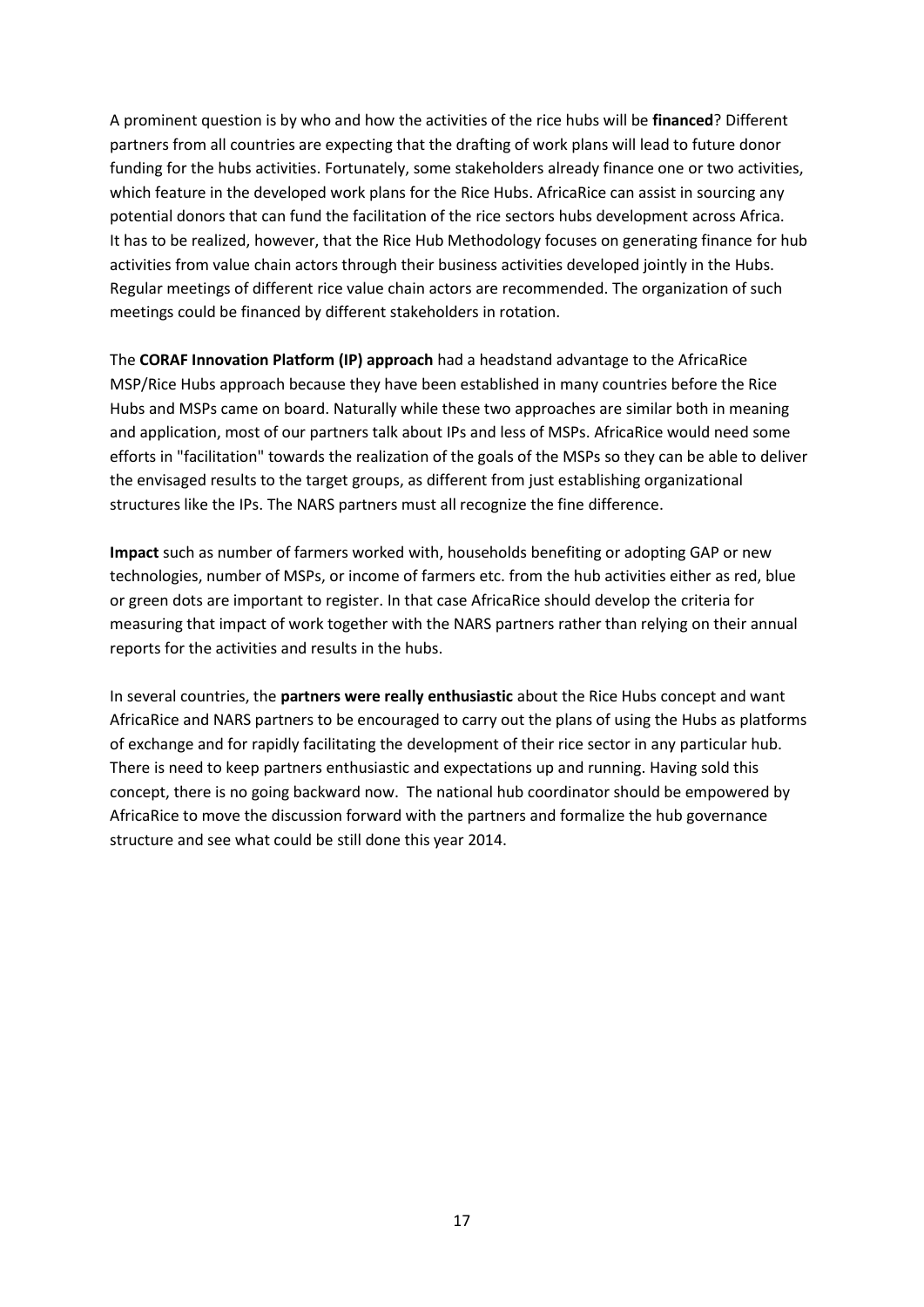A prominent question is by who and how the activities of the rice hubs will be **financed**? Different partners from all countries are expecting that the drafting of work plans will lead to future donor funding for the hubs activities. Fortunately, some stakeholders already finance one or two activities, which feature in the developed work plans for the Rice Hubs. AfricaRice can assist in sourcing any potential donors that can fund the facilitation of the rice sectors hubs development across Africa. It has to be realized, however, that the Rice Hub Methodology focuses on generating finance for hub activities from value chain actors through their business activities developed jointly in the Hubs. Regular meetings of different rice value chain actors are recommended. The organization of such meetings could be financed by different stakeholders in rotation.

The **CORAF Innovation Platform (IP) approach** had a headstand advantage to the AfricaRice MSP/Rice Hubs approach because they have been established in many countries before the Rice Hubs and MSPs came on board. Naturally while these two approaches are similar both in meaning and application, most of our partners talk about IPs and less of MSPs. AfricaRice would need some efforts in "facilitation" towards the realization of the goals of the MSPs so they can be able to deliver the envisaged results to the target groups, as different from just establishing organizational structures like the IPs. The NARS partners must all recognize the fine difference.

**Impact** such as number of farmers worked with, households benefiting or adopting GAP or new technologies, number of MSPs, or income of farmers etc. from the hub activities either as red, blue or green dots are important to register. In that case AfricaRice should develop the criteria for measuring that impact of work together with the NARS partners rather than relying on their annual reports for the activities and results in the hubs.

In several countries, the **partners were really enthusiastic** about the Rice Hubs concept and want AfricaRice and NARS partners to be encouraged to carry out the plans of using the Hubs as platforms of exchange and for rapidly facilitating the development of their rice sector in any particular hub. There is need to keep partners enthusiastic and expectations up and running. Having sold this concept, there is no going backward now. The national hub coordinator should be empowered by AfricaRice to move the discussion forward with the partners and formalize the hub governance structure and see what could be still done this year 2014.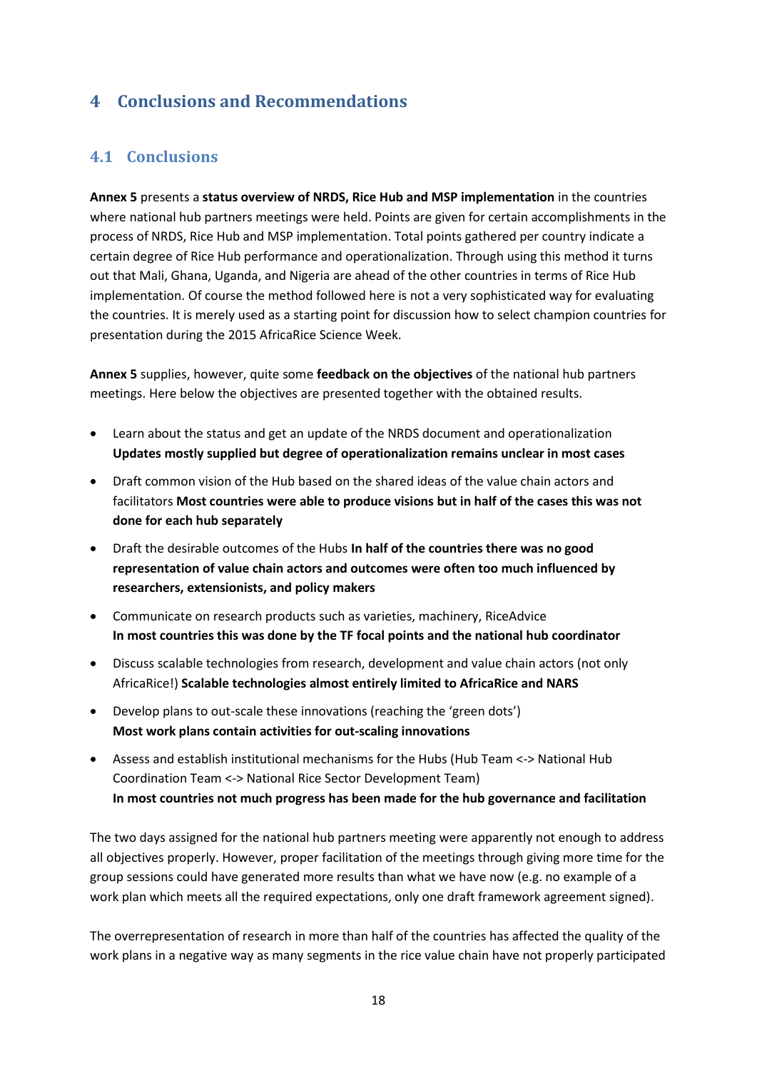# 4 Conclusions and Recommendations

## 4.1 Conclusions

**Annex 5** presents a **status overview of NRDS, Rice Hub and MSP implementation** in the countries where national hub partners meetings were held. Points are given for certain accomplishments in the process of NRDS, Rice Hub and MSP implementation. Total points gathered per country indicate a certain degree of Rice Hub performance and operationalization. Through using this method it turns out that Mali, Ghana, Uganda, and Nigeria are ahead of the other countries in terms of Rice Hub implementation. Of course the method followed here is not a very sophisticated way for evaluating the countries. It is merely used as a starting point for discussion how to select champion countries for presentation during the 2015 AfricaRice Science Week.

**Annex 5** supplies, however, quite some **feedback on the objectives** of the national hub partners meetings. Here below the objectives are presented together with the obtained results.

- Learn about the status and get an update of the NRDS document and operationalization **Updates mostly supplied but degree of operationalization remains unclear in most cases**
- Draft common vision of the Hub based on the shared ideas of the value chain actors and facilitators **Most countries were able to produce visions but in half of the cases this was not done for each hub separately**
- Draft the desirable outcomes of the Hubs **In half of the countries there was no good representation of value chain actors and outcomes were often too much influenced by researchers, extensionists, and policy makers**
- Communicate on research products such as varieties, machinery, RiceAdvice **In most countries this was done by the TF focal points and the national hub coordinator**
- Discuss scalable technologies from research, development and value chain actors (not only AfricaRice!) **Scalable technologies almost entirely limited to AfricaRice and NARS**
- Develop plans to out-scale these innovations (reaching the 'green dots') **Most work plans contain activities for out-scaling innovations**
- Assess and establish institutional mechanisms for the Hubs (Hub Team <-> National Hub Coordination Team <-> National Rice Sector Development Team) **In most countries not much progress has been made for the hub governance and facilitation**

The two days assigned for the national hub partners meeting were apparently not enough to address all objectives properly. However, proper facilitation of the meetings through giving more time for the group sessions could have generated more results than what we have now (e.g. no example of a work plan which meets all the required expectations, only one draft framework agreement signed).

The overrepresentation of research in more than half of the countries has affected the quality of the work plans in a negative way as many segments in the rice value chain have not properly participated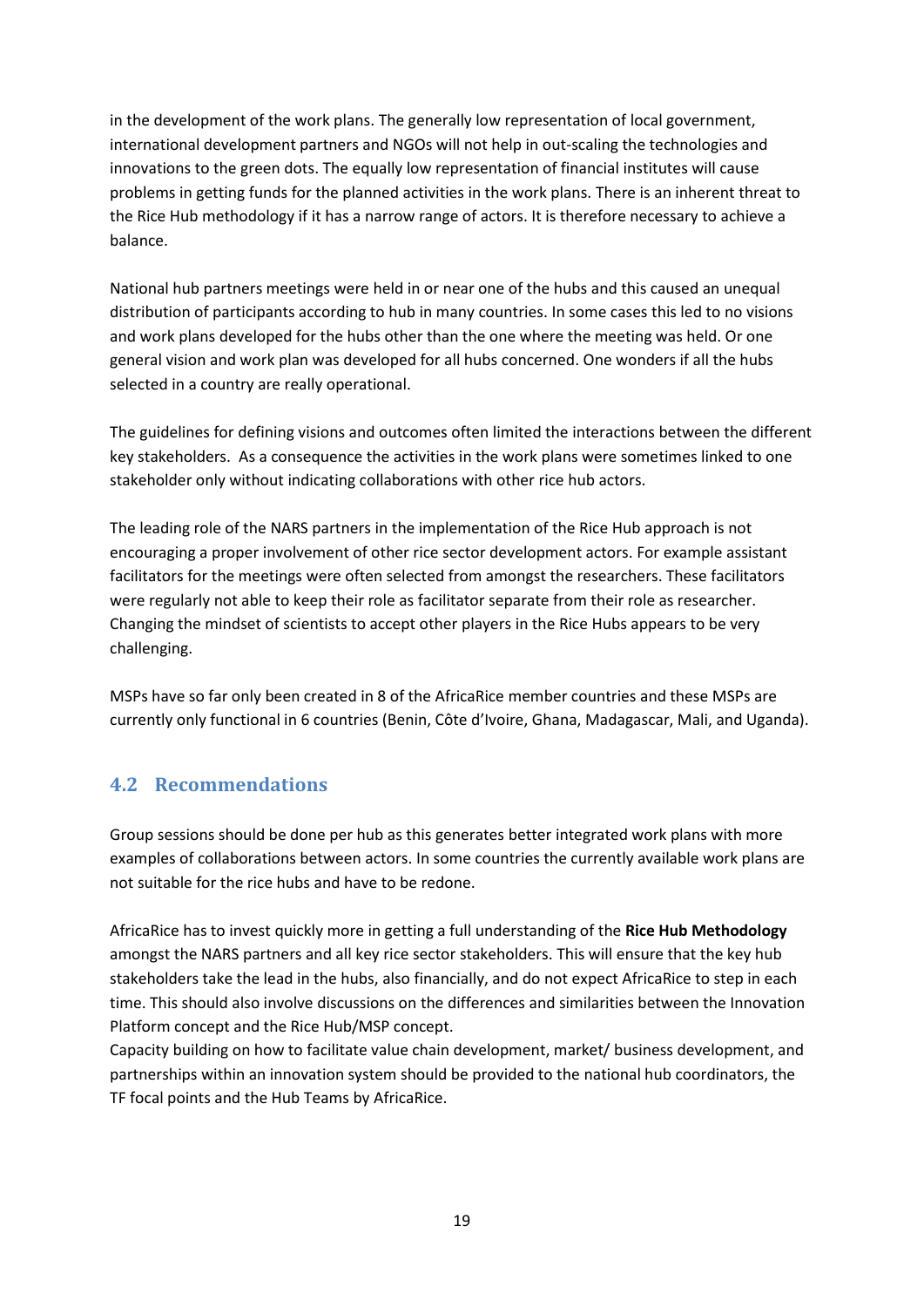in the development of the work plans. The generally low representation of local government, international development partners and NGOs will not help in out-scaling the technologies and innovations to the green dots. The equally low representation of financial institutes will cause problems in getting funds for the planned activities in the work plans. There is an inherent threat to the Rice Hub methodology if it has a narrow range of actors. It is therefore necessary to achieve a balance.

National hub partners meetings were held in or near one of the hubs and this caused an unequal distribution of participants according to hub in many countries. In some cases this led to no visions and work plans developed for the hubs other than the one where the meeting was held. Or one general vision and work plan was developed for all hubs concerned. One wonders if all the hubs selected in a country are really operational.

The guidelines for defining visions and outcomes often limited the interactions between the different key stakeholders. As a consequence the activities in the work plans were sometimes linked to one stakeholder only without indicating collaborations with other rice hub actors.

The leading role of the NARS partners in the implementation of the Rice Hub approach is not encouraging a proper involvement of other rice sector development actors. For example assistant facilitators for the meetings were often selected from amongst the researchers. These facilitators were regularly not able to keep their role as facilitator separate from their role as researcher. Changing the mindset of scientists to accept other players in the Rice Hubs appears to be very challenging.

MSPs have so far only been created in 8 of the AfricaRice member countries and these MSPs are currently only functional in 6 countries (Benin, Côte d'Ivoire, Ghana, Madagascar, Mali, and Uganda).

## 4.2 Recommendations

Group sessions should be done per hub as this generates better integrated work plans with more examples of collaborations between actors. In some countries the currently available work plans are not suitable for the rice hubs and have to be redone.

AfricaRice has to invest quickly more in getting a full understanding of the **Rice Hub Methodology** amongst the NARS partners and all key rice sector stakeholders. This will ensure that the key hub stakeholders take the lead in the hubs, also financially, and do not expect AfricaRice to step in each time. This should also involve discussions on the differences and similarities between the Innovation Platform concept and the Rice Hub/MSP concept.

Capacity building on how to facilitate value chain development, market/ business development, and partnerships within an innovation system should be provided to the national hub coordinators, the TF focal points and the Hub Teams by AfricaRice.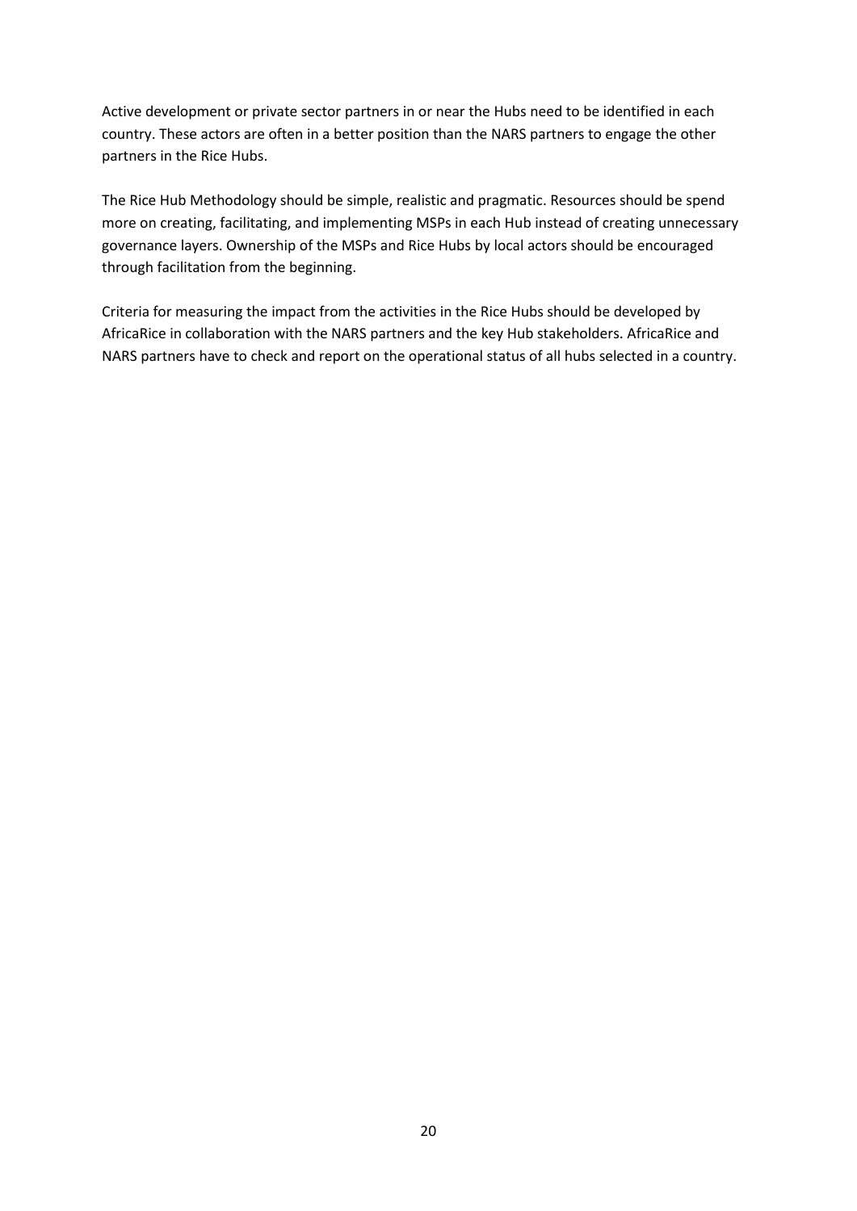Active development or private sector partners in or near the Hubs need to be identified in each country. These actors are often in a better position than the NARS partners to engage the other partners in the Rice Hubs.

The Rice Hub Methodology should be simple, realistic and pragmatic. Resources should be spend more on creating, facilitating, and implementing MSPs in each Hub instead of creating unnecessary governance layers. Ownership of the MSPs and Rice Hubs by local actors should be encouraged through facilitation from the beginning.

Criteria for measuring the impact from the activities in the Rice Hubs should be developed by AfricaRice in collaboration with the NARS partners and the key Hub stakeholders. AfricaRice and NARS partners have to check and report on the operational status of all hubs selected in a country.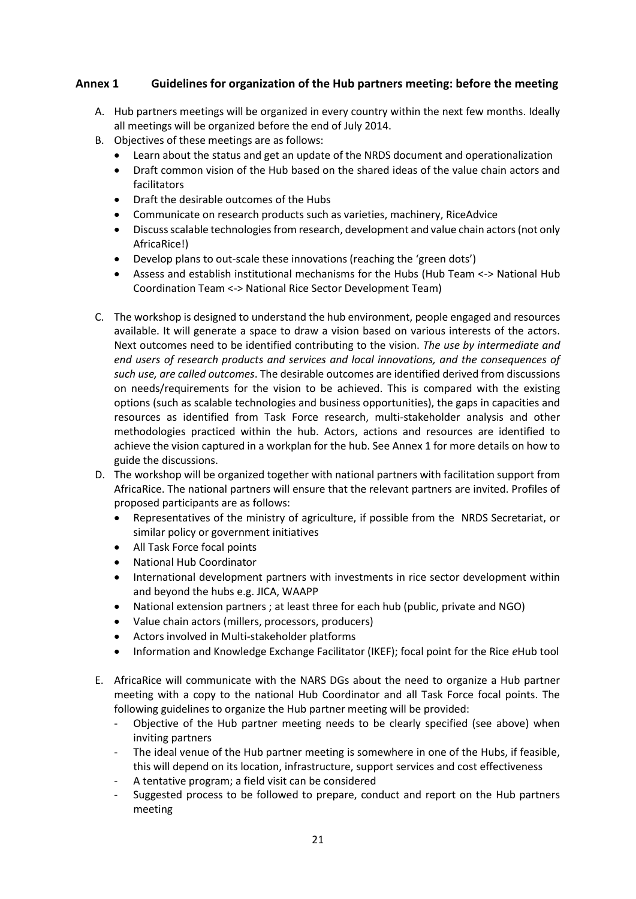## Annex 1 Guidelines for organization of the Hub partners meeting: before the meeting

A. Hub partners meetings will be organized in every country within the next few months. Ideally all meetings will be organized before the end of July 2014.

B. Objectives of these meetings are as follows:
   - Learn about the status and get an update of the NRDS document and operationalization
   - Draft common vision of the Hub based on the shared ideas of the value chain actors and facilitators
   - Draft the desirable outcomes of the Hubs
   - Communicate on research products such as varieties, machinery, RiceAdvice
   - Discuss scalable technologies from research, development and value chain actors (not only AfricaRice!)
   - Develop plans to out-scale these innovations (reaching the 'green dots')
   - Assess and establish institutional mechanisms for the Hubs (Hub Team <-> National Hub Coordination Team <-> National Rice Sector Development Team)

C. The workshop is designed to understand the hub environment, people engaged and resources available. It will generate a space to draw a vision based on various interests of the actors. Next outcomes need to be identified contributing to the vision. *The use by intermediate and end users of research products and services and local innovations, and the consequences of such use, are called outcomes*. The desirable outcomes are identified derived from discussions on needs/requirements for the vision to be achieved. This is compared with the existing options (such as scalable technologies and business opportunities), the gaps in capacities and resources as identified from Task Force research, multi-stakeholder analysis and other methodologies practiced within the hub. Actors, actions and resources are identified to achieve the vision captured in a workplan for the hub. See Annex 1 for more details on how to guide the discussions.

D. The workshop will be organized together with national partners with facilitation support from AfricaRice. The national partners will ensure that the relevant partners are invited. Profiles of proposed participants are as follows:
   - Representatives of the ministry of agriculture, if possible from the NRDS Secretariat, or similar policy or government initiatives
   - All Task Force focal points
   - National Hub Coordinator
   - International development partners with investments in rice sector development within and beyond the hubs e.g. JICA, WAAPP
   - National extension partners ; at least three for each hub (public, private and NGO)
   - Value chain actors (millers, processors, producers)
   - Actors involved in Multi-stakeholder platforms
   - Information and Knowledge Exchange Facilitator (IKEF); focal point for the Rice *e*Hub tool

E. AfricaRice will communicate with the NARS DGs about the need to organize a Hub partner meeting with a copy to the national Hub Coordinator and all Task Force focal points. The following guidelines to organize the Hub partner meeting will be provided:
   - Objective of the Hub partner meeting needs to be clearly specified (see above) when inviting partners
   - The ideal venue of the Hub partner meeting is somewhere in one of the Hubs, if feasible, this will depend on its location, infrastructure, support services and cost effectiveness
   - A tentative program; a field visit can be considered
   - Suggested process to be followed to prepare, conduct and report on the Hub partners meeting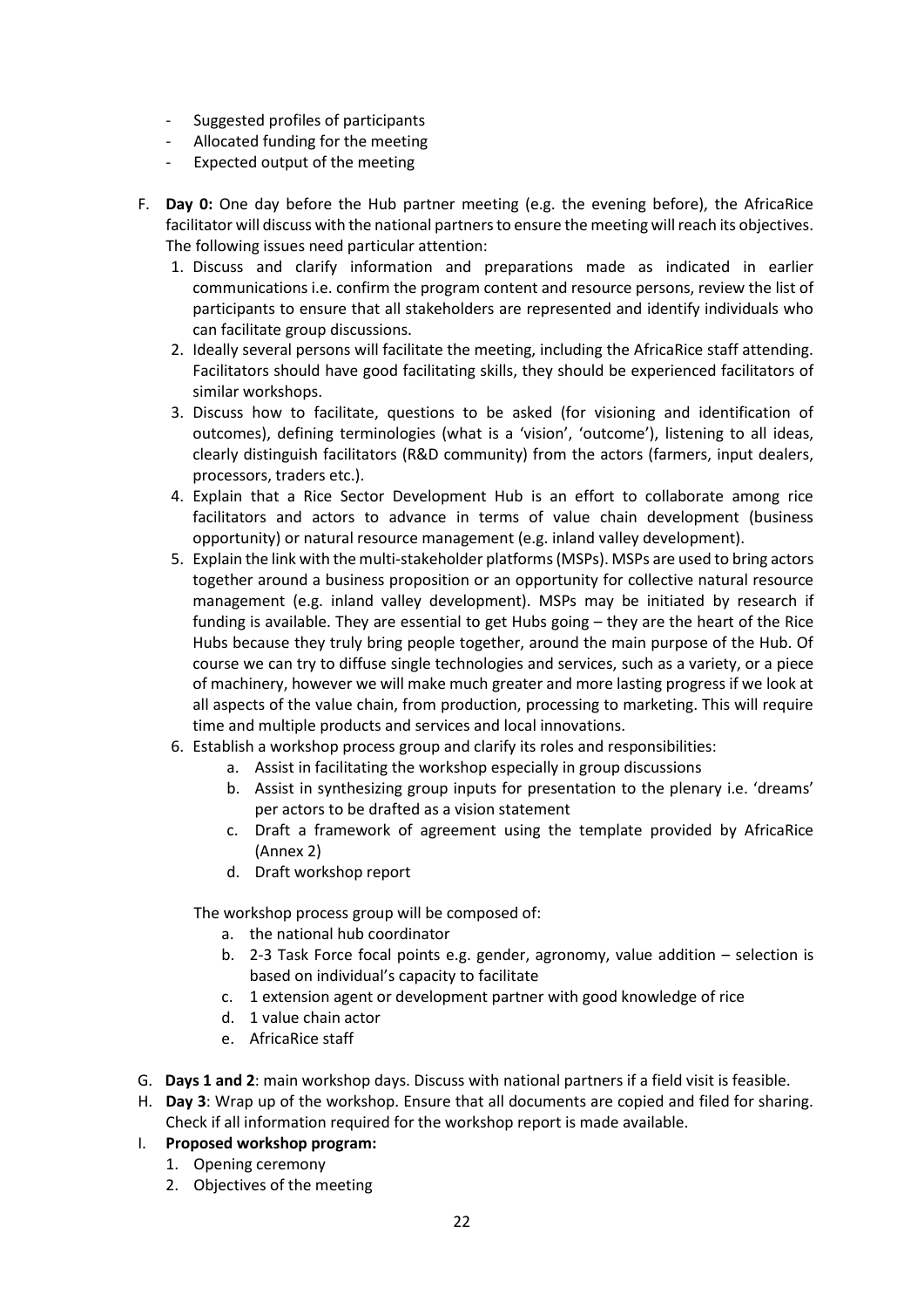- Suggested profiles of participants
- Allocated funding for the meeting
- Expected output of the meeting

F. **Day 0:** One day before the Hub partner meeting (e.g. the evening before), the AfricaRice facilitator will discuss with the national partners to ensure the meeting will reach its objectives. The following issues need particular attention:
   1. Discuss and clarify information and preparations made as indicated in earlier communications i.e. confirm the program content and resource persons, review the list of participants to ensure that all stakeholders are represented and identify individuals who can facilitate group discussions.
   2. Ideally several persons will facilitate the meeting, including the AfricaRice staff attending. Facilitators should have good facilitating skills, they should be experienced facilitators of similar workshops.
   3. Discuss how to facilitate, questions to be asked (for visioning and identification of outcomes), defining terminologies (what is a 'vision', 'outcome'), listening to all ideas, clearly distinguish facilitators (R&D community) from the actors (farmers, input dealers, processors, traders etc.).
   4. Explain that a Rice Sector Development Hub is an effort to collaborate among rice facilitators and actors to advance in terms of value chain development (business opportunity) or natural resource management (e.g. inland valley development).
   5. Explain the link with the multi-stakeholder platforms (MSPs). MSPs are used to bring actors together around a business proposition or an opportunity for collective natural resource management (e.g. inland valley development). MSPs may be initiated by research if funding is available. They are essential to get Hubs going – they are the heart of the Rice Hubs because they truly bring people together, around the main purpose of the Hub. Of course we can try to diffuse single technologies and services, such as a variety, or a piece of machinery, however we will make much greater and more lasting progress if we look at all aspects of the value chain, from production, processing to marketing. This will require time and multiple products and services and local innovations.
   6. Establish a workshop process group and clarify its roles and responsibilities:
      a. Assist in facilitating the workshop especially in group discussions
      b. Assist in synthesizing group inputs for presentation to the plenary i.e. 'dreams' per actors to be drafted as a vision statement
      c. Draft a framework of agreement using the template provided by AfricaRice (Annex 2)
      d. Draft workshop report

      The workshop process group will be composed of:
      a. the national hub coordinator
      b. 2-3 Task Force focal points e.g. gender, agronomy, value addition – selection is based on individual's capacity to facilitate
      c. 1 extension agent or development partner with good knowledge of rice
      d. 1 value chain actor
      e. AfricaRice staff

G. **Days 1 and 2**: main workshop days. Discuss with national partners if a field visit is feasible.

H. **Day 3**: Wrap up of the workshop. Ensure that all documents are copied and filed for sharing. Check if all information required for the workshop report is made available.

I. **Proposed workshop program:**
   1. Opening ceremony
   2. Objectives of the meeting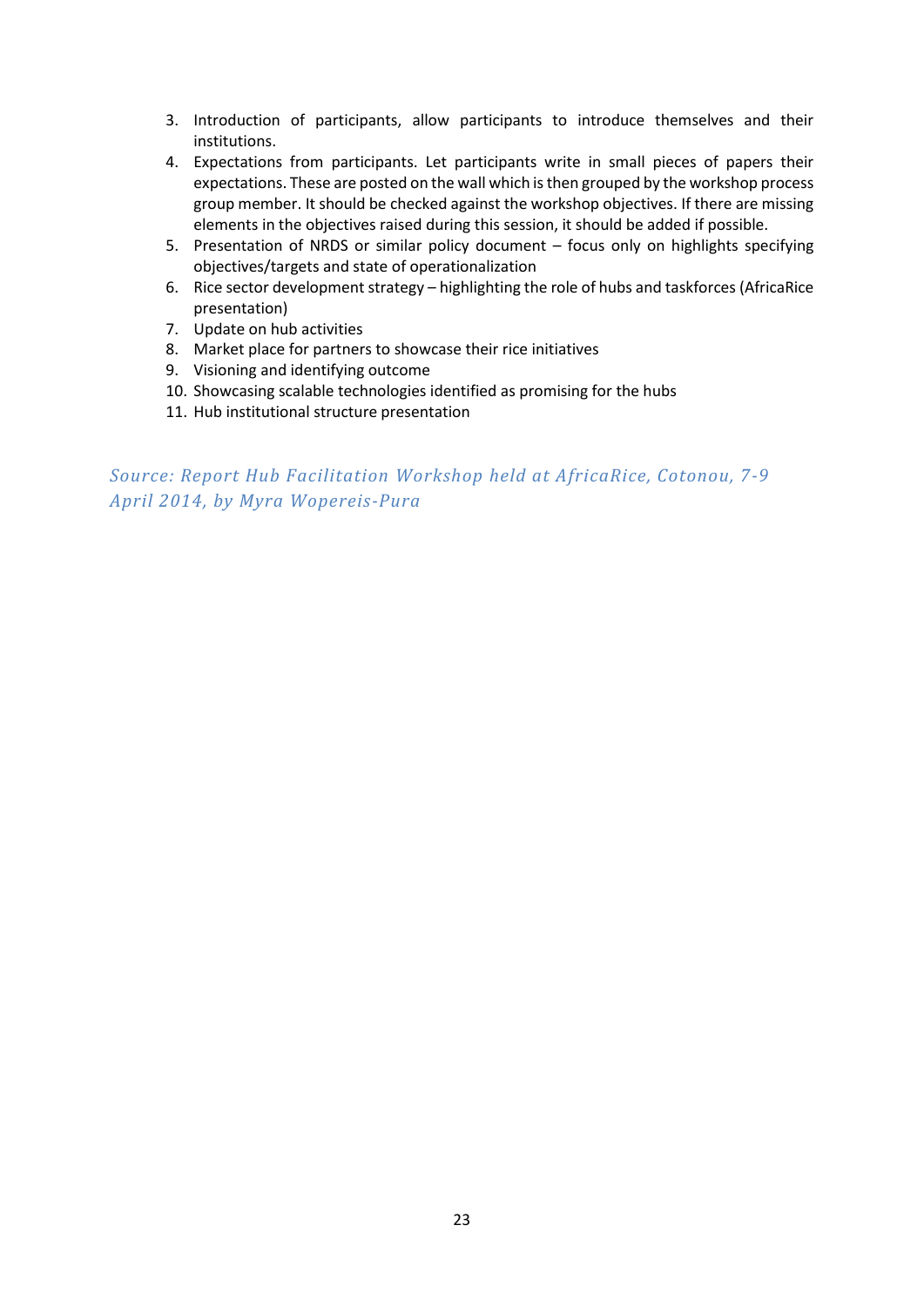3. Introduction of participants, allow participants to introduce themselves and their institutions.
4. Expectations from participants. Let participants write in small pieces of papers their expectations. These are posted on the wall which is then grouped by the workshop process group member. It should be checked against the workshop objectives. If there are missing elements in the objectives raised during this session, it should be added if possible.
5. Presentation of NRDS or similar policy document – focus only on highlights specifying objectives/targets and state of operationalization
6. Rice sector development strategy – highlighting the role of hubs and taskforces (AfricaRice presentation)
7. Update on hub activities
8. Market place for partners to showcase their rice initiatives
9. Visioning and identifying outcome
10. Showcasing scalable technologies identified as promising for the hubs
11. Hub institutional structure presentation

*Source: Report Hub Facilitation Workshop held at AfricaRice, Cotonou, 7-9 April 2014, by Myra Wopereis-Pura*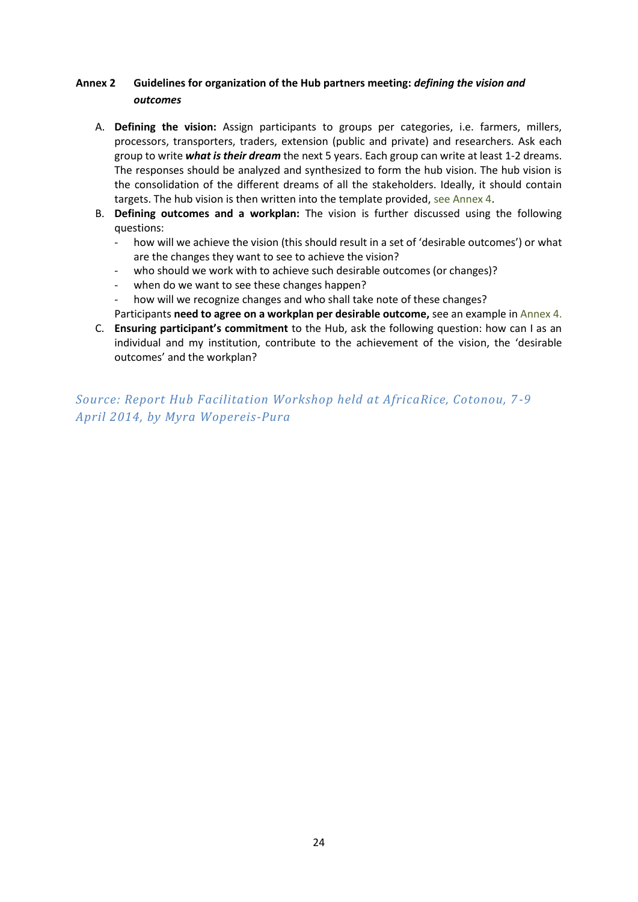## Annex 2 Guidelines for organization of the Hub partners meeting: *defining the vision and outcomes*

A. **Defining the vision:** Assign participants to groups per categories, i.e. farmers, millers, processors, transporters, traders, extension (public and private) and researchers. Ask each group to write ***what is their dream*** the next 5 years. Each group can write at least 1-2 dreams. The responses should be analyzed and synthesized to form the hub vision. The hub vision is the consolidation of the different dreams of all the stakeholders. Ideally, it should contain targets. The hub vision is then written into the template provided, see Annex 4.

B. **Defining outcomes and a workplan:** The vision is further discussed using the following questions:
   - how will we achieve the vision (this should result in a set of 'desirable outcomes') or what are the changes they want to see to achieve the vision?
   - who should we work with to achieve such desirable outcomes (or changes)?
   - when do we want to see these changes happen?
   - how will we recognize changes and who shall take note of these changes?

   Participants **need to agree on a workplan per desirable outcome,** see an example in Annex 4.

C. **Ensuring participant's commitment** to the Hub, ask the following question: how can I as an individual and my institution, contribute to the achievement of the vision, the 'desirable outcomes' and the workplan?

*Source: Report Hub Facilitation Workshop held at AfricaRice, Cotonou, 7-9 April 2014, by Myra Wopereis-Pura*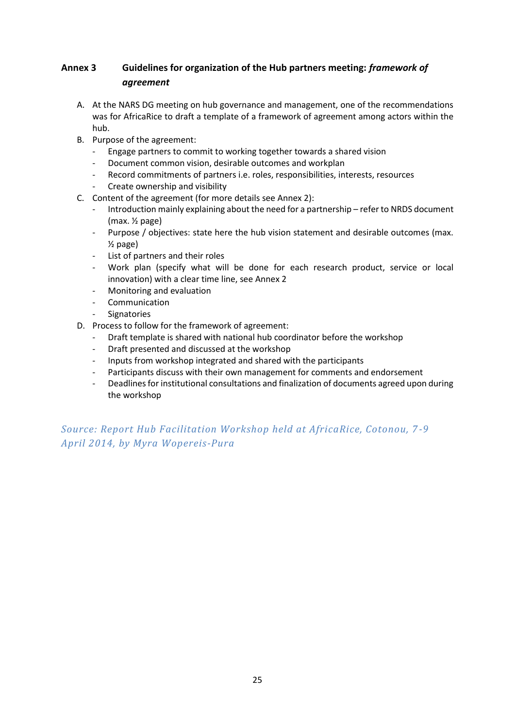## Annex 3 Guidelines for organization of the Hub partners meeting: *framework of agreement*

A. At the NARS DG meeting on hub governance and management, one of the recommendations was for AfricaRice to draft a template of a framework of agreement among actors within the hub.

B. Purpose of the agreement:
   - Engage partners to commit to working together towards a shared vision
   - Document common vision, desirable outcomes and workplan
   - Record commitments of partners i.e. roles, responsibilities, interests, resources
   - Create ownership and visibility

C. Content of the agreement (for more details see Annex 2):
   - Introduction mainly explaining about the need for a partnership – refer to NRDS document (max. ½ page)
   - Purpose / objectives: state here the hub vision statement and desirable outcomes (max. ½ page)
   - List of partners and their roles
   - Work plan (specify what will be done for each research product, service or local innovation) with a clear time line, see Annex 2
   - Monitoring and evaluation
   - Communication
   - Signatories

D. Process to follow for the framework of agreement:
   - Draft template is shared with national hub coordinator before the workshop
   - Draft presented and discussed at the workshop
   - Inputs from workshop integrated and shared with the participants
   - Participants discuss with their own management for comments and endorsement
   - Deadlines for institutional consultations and finalization of documents agreed upon during the workshop

*Source: Report Hub Facilitation Workshop held at AfricaRice, Cotonou, 7-9 April 2014, by Myra Wopereis-Pura*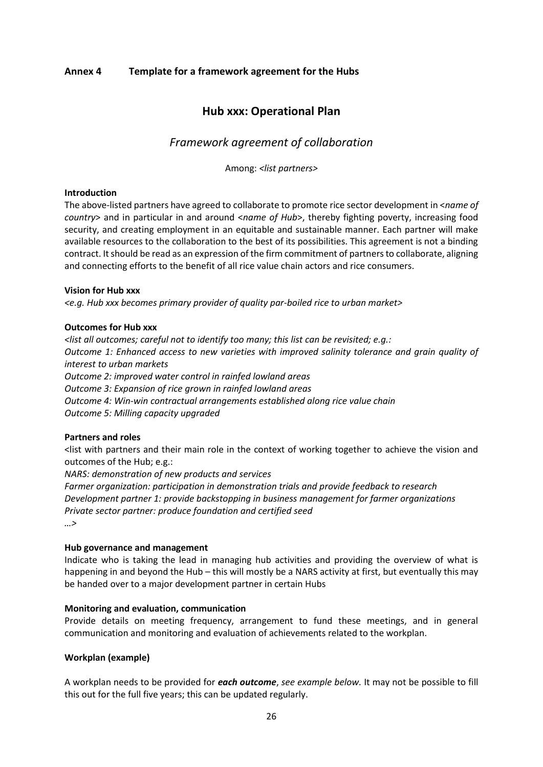## Annex 4 Template for a framework agreement for the Hubs

# Hub xxx: Operational Plan

## *Framework agreement of collaboration*

Among: *<list partners>*

**Introduction**

The above-listed partners have agreed to collaborate to promote rice sector development in <*name of country*> and in particular in and around <*name of Hub*>, thereby fighting poverty, increasing food security, and creating employment in an equitable and sustainable manner. Each partner will make available resources to the collaboration to the best of its possibilities. This agreement is not a binding contract. It should be read as an expression of the firm commitment of partners to collaborate, aligning and connecting efforts to the benefit of all rice value chain actors and rice consumers.

**Vision for Hub xxx**

<*e.g. Hub xxx becomes primary provider of quality par-boiled rice to urban market*>

**Outcomes for Hub xxx**

*<list all outcomes; careful not to identify too many; this list can be revisited; e.g.:*
*Outcome 1: Enhanced access to new varieties with improved salinity tolerance and grain quality of interest to urban markets*
*Outcome 2: improved water control in rainfed lowland areas*
*Outcome 3: Expansion of rice grown in rainfed lowland areas*
*Outcome 4: Win-win contractual arrangements established along rice value chain*
*Outcome 5: Milling capacity upgraded*

**Partners and roles**

<list with partners and their main role in the context of working together to achieve the vision and outcomes of the Hub; e.g.:
*NARS: demonstration of new products and services*
*Farmer organization: participation in demonstration trials and provide feedback to research*
*Development partner 1: provide backstopping in business management for farmer organizations*
*Private sector partner: produce foundation and certified seed*
*…>*

**Hub governance and management**

Indicate who is taking the lead in managing hub activities and providing the overview of what is happening in and beyond the Hub – this will mostly be a NARS activity at first, but eventually this may be handed over to a major development partner in certain Hubs

**Monitoring and evaluation, communication**

Provide details on meeting frequency, arrangement to fund these meetings, and in general communication and monitoring and evaluation of achievements related to the workplan.

**Workplan (example)**

A workplan needs to be provided for ***each outcome***, *see example below.* It may not be possible to fill this out for the full five years; this can be updated regularly.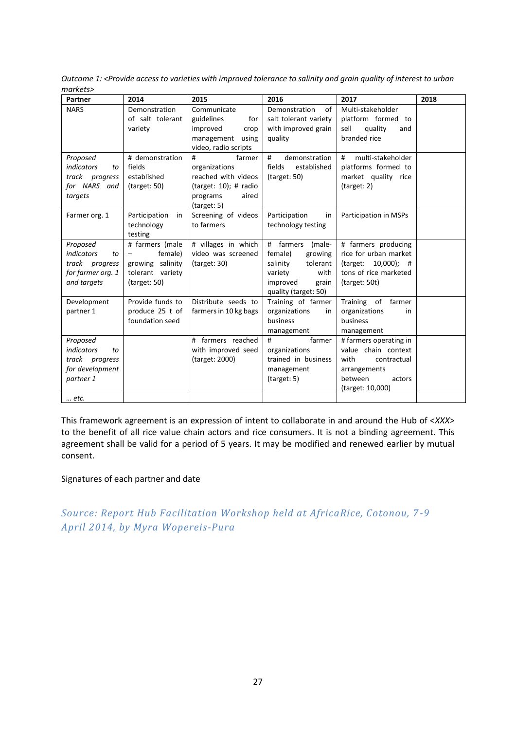*Outcome 1: <Provide access to varieties with improved tolerance to salinity and grain quality of interest to urban markets>*

| Partner | 2014 | 2015 | 2016 | 2017 | 2018 |
|---|---|---|---|---|---|
| NARS | Demonstration of salt tolerant variety | Communicate guidelines for improved crop management using video, radio scripts | Demonstration of salt tolerant variety with improved grain quality | Multi-stakeholder platform formed to sell quality and branded rice | |
| *Proposed indicators to track progress for NARS and targets* | # demonstration fields established (target: 50) | # farmer organizations reached with videos (target: 10); # radio programs aired (target: 5) | # demonstration fields established (target: 50) | # multi-stakeholder platforms formed to market quality rice (target: 2) | |
| Farmer org. 1 | Participation in technology testing | Screening of videos to farmers | Participation in technology testing | Participation in MSPs | |
| *Proposed indicators to track progress for farmer org. 1 and targets* | # farmers (male – female) growing salinity tolerant variety (target: 50) | # villages in which video was screened (target: 30) | # farmers (male-female) growing salinity tolerant variety with improved grain quality (target: 50) | # farmers producing rice for urban market (target: 10,000); # tons of rice marketed (target: 50t) | |
| Development partner 1 | Provide funds to produce 25 t of foundation seed | Distribute seeds to farmers in 10 kg bags | Training of farmer organizations in business management | Training of farmer organizations in business management | |
| *Proposed indicators to track progress for development partner 1* | | # farmers reached with improved seed (target: 2000) | # farmer organizations trained in business management (target: 5) | # farmers operating in value chain context with contractual arrangements between actors (target: 10,000) | |
| *… etc.* | | | | | |

This framework agreement is an expression of intent to collaborate in and around the Hub of <*XXX*> to the benefit of all rice value chain actors and rice consumers. It is not a binding agreement. This agreement shall be valid for a period of 5 years. It may be modified and renewed earlier by mutual consent.

Signatures of each partner and date

*Source: Report Hub Facilitation Workshop held at AfricaRice, Cotonou, 7-9 April 2014, by Myra Wopereis-Pura*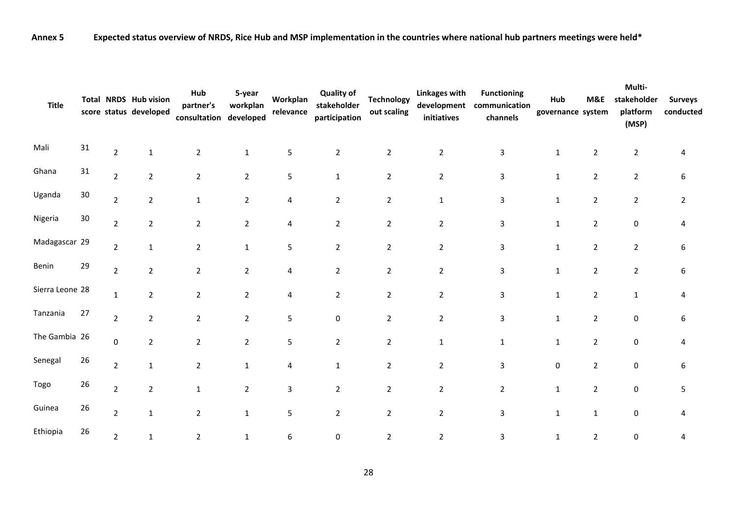**Annex 5 Expected status overview of NRDS, Rice Hub and MSP implementation in the countries where national hub partners meetings were held***

| Title | Total score | NRDS status | Hub vision developed | Hub partner's consultation | 5-year workplan developed | Workplan relevance | Quality of stakeholder participation | Technology out scaling | Linkages with development initiatives | Functioning communication channels | Hub governance | M&E system | Multi-stakeholder platform (MSP) | Surveys conducted |
|---|---|---|---|---|---|---|---|---|---|---|---|---|---|---|
| Mali | 31 | 2 | 1 | 2 | 1 | 5 | 2 | 2 | 2 | 3 | 1 | 2 | 2 | 4 |
| Ghana | 31 | 2 | 2 | 2 | 2 | 5 | 1 | 2 | 2 | 3 | 1 | 2 | 2 | 6 |
| Uganda | 30 | 2 | 2 | 1 | 2 | 4 | 2 | 2 | 1 | 3 | 1 | 2 | 2 | 2 |
| Nigeria | 30 | 2 | 2 | 2 | 2 | 4 | 2 | 2 | 2 | 3 | 1 | 2 | 0 | 4 |
| Madagascar | 29 | 2 | 1 | 2 | 1 | 5 | 2 | 2 | 2 | 3 | 1 | 2 | 2 | 6 |
| Benin | 29 | 2 | 2 | 2 | 2 | 4 | 2 | 2 | 2 | 3 | 1 | 2 | 2 | 6 |
| Sierra Leone | 28 | 1 | 2 | 2 | 2 | 4 | 2 | 2 | 2 | 3 | 1 | 2 | 1 | 4 |
| Tanzania | 27 | 2 | 2 | 2 | 2 | 5 | 0 | 2 | 2 | 3 | 1 | 2 | 0 | 6 |
| The Gambia | 26 | 0 | 2 | 2 | 2 | 5 | 2 | 2 | 1 | 1 | 1 | 2 | 0 | 4 |
| Senegal | 26 | 2 | 1 | 2 | 1 | 4 | 1 | 2 | 2 | 3 | 0 | 2 | 0 | 6 |
| Togo | 26 | 2 | 2 | 1 | 2 | 3 | 2 | 2 | 2 | 2 | 1 | 2 | 0 | 5 |
| Guinea | 26 | 2 | 1 | 2 | 1 | 5 | 2 | 2 | 2 | 3 | 1 | 1 | 0 | 4 |
| Ethiopia | 26 | 2 | 1 | 2 | 1 | 6 | 0 | 2 | 2 | 3 | 1 | 2 | 0 | 4 |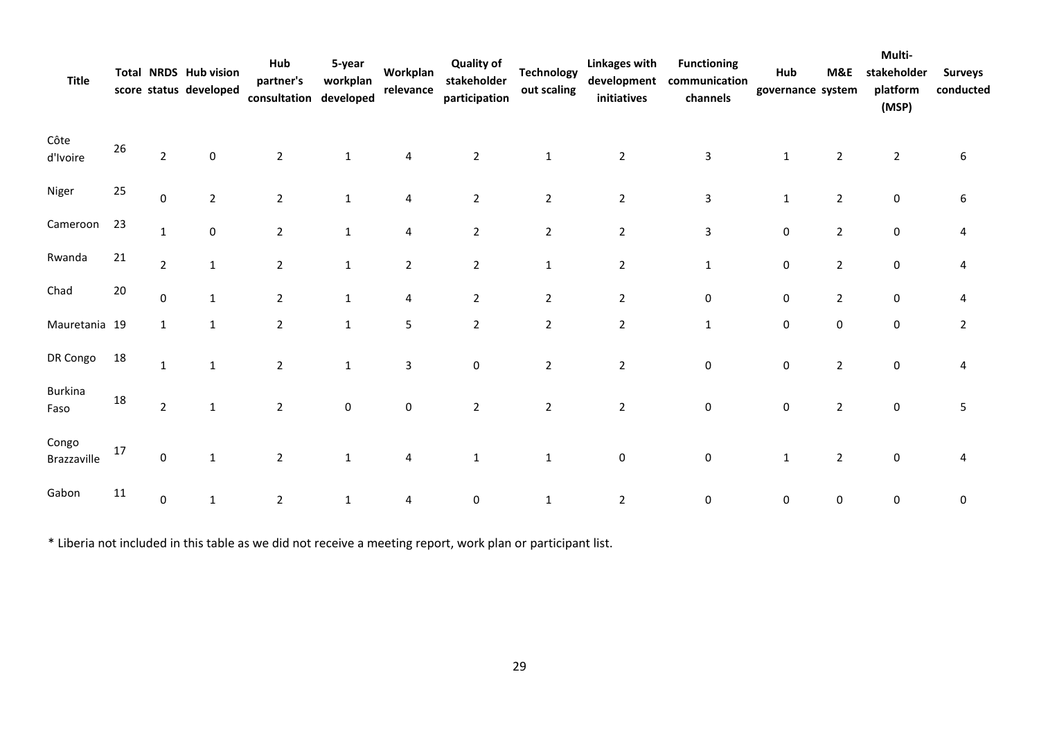| Title | Total score | NRDS status | Hub vision developed | Hub partner's consultation | 5-year workplan developed | Workplan relevance | Quality of stakeholder participation | Technology out scaling | Linkages with development initiatives | Functioning communication channels | Hub governance | M&E system | Multi-stakeholder platform (MSP) | Surveys conducted |
|---|---|---|---|---|---|---|---|---|---|---|---|---|---|---|
| Côte d'Ivoire | 26 | 2 | 0 | 2 | 1 | 4 | 2 | 1 | 2 | 3 | 1 | 2 | 2 | 6 |
| Niger | 25 | 0 | 2 | 2 | 1 | 4 | 2 | 2 | 2 | 3 | 1 | 2 | 0 | 6 |
| Cameroon | 23 | 1 | 0 | 2 | 1 | 4 | 2 | 2 | 2 | 3 | 0 | 2 | 0 | 4 |
| Rwanda | 21 | 2 | 1 | 2 | 1 | 2 | 2 | 1 | 2 | 1 | 0 | 2 | 0 | 4 |
| Chad | 20 | 0 | 1 | 2 | 1 | 4 | 2 | 2 | 2 | 0 | 0 | 2 | 0 | 4 |
| Mauretania | 19 | 1 | 1 | 2 | 1 | 5 | 2 | 2 | 2 | 1 | 0 | 0 | 0 | 2 |
| DR Congo | 18 | 1 | 1 | 2 | 1 | 3 | 0 | 2 | 2 | 0 | 0 | 2 | 0 | 4 |
| Burkina Faso | 18 | 2 | 1 | 2 | 0 | 0 | 2 | 2 | 2 | 0 | 0 | 2 | 0 | 5 |
| Congo Brazzaville | 17 | 0 | 1 | 2 | 1 | 4 | 1 | 1 | 0 | 0 | 1 | 2 | 0 | 4 |
| Gabon | 11 | 0 | 1 | 2 | 1 | 4 | 0 | 1 | 2 | 0 | 0 | 0 | 0 | 0 |

* Liberia not included in this table as we did not receive a meeting report, work plan or participant list.